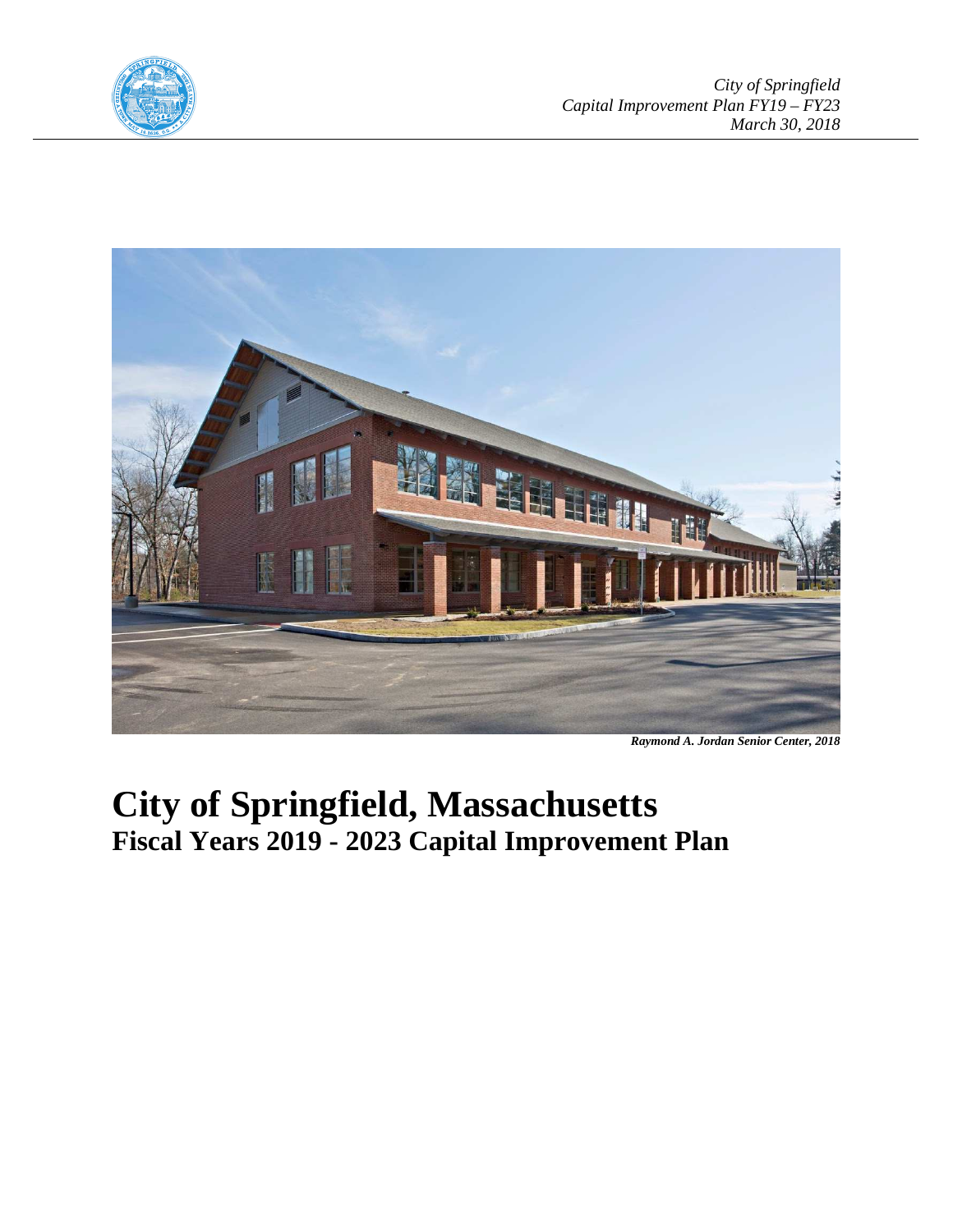*City of Springfield*
*Capital Improvement Plan FY19 – FY23*
*March 30, 2018*

***Raymond A. Jordan Senior Center, 2018***

# City of Springfield, Massachusetts
## Fiscal Years 2019 - 2023 Capital Improvement Plan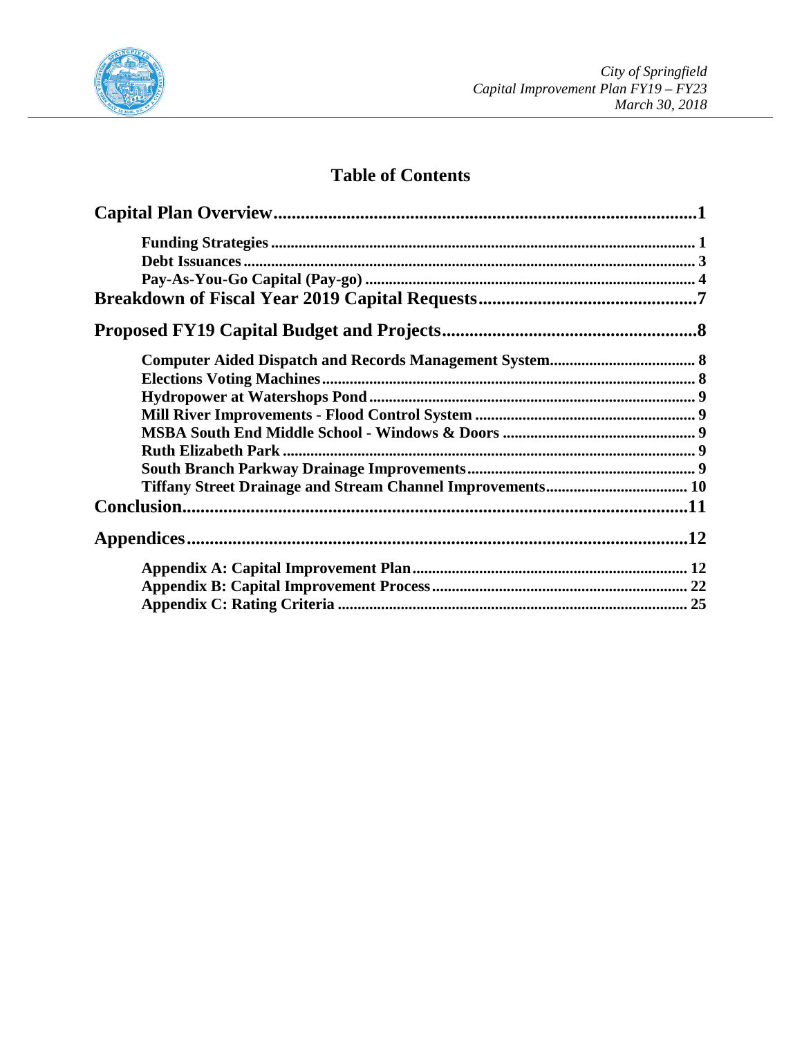# Table of Contents

**Capital Plan Overview**......................................................................................1

- **Funding Strategies**......................................................................................1
- **Debt Issuances**..........................................................................................3
- **Pay-As-You-Go Capital (Pay-go)**..............................................................4

**Breakdown of Fiscal Year 2019 Capital Requests**...........................................7

**Proposed FY19 Capital Budget and Projects**...................................................8

- **Computer Aided Dispatch and Records Management System**......................8
- **Elections Voting Machines**..........................................................................8
- **Hydropower at Watershops Pond**...............................................................9
- **Mill River Improvements - Flood Control System**.......................................9
- **MSBA South End Middle School - Windows & Doors**..................................9
- **Ruth Elizabeth Park**...................................................................................9
- **South Branch Parkway Drainage Improvements**.........................................9
- **Tiffany Street Drainage and Stream Channel Improvements**......................10

**Conclusion**.......................................................................................................11

**Appendices**......................................................................................................12

- **Appendix A: Capital Improvement Plan**.....................................................12
- **Appendix B: Capital Improvement Process**................................................22
- **Appendix C: Rating Criteria**.....................................................................25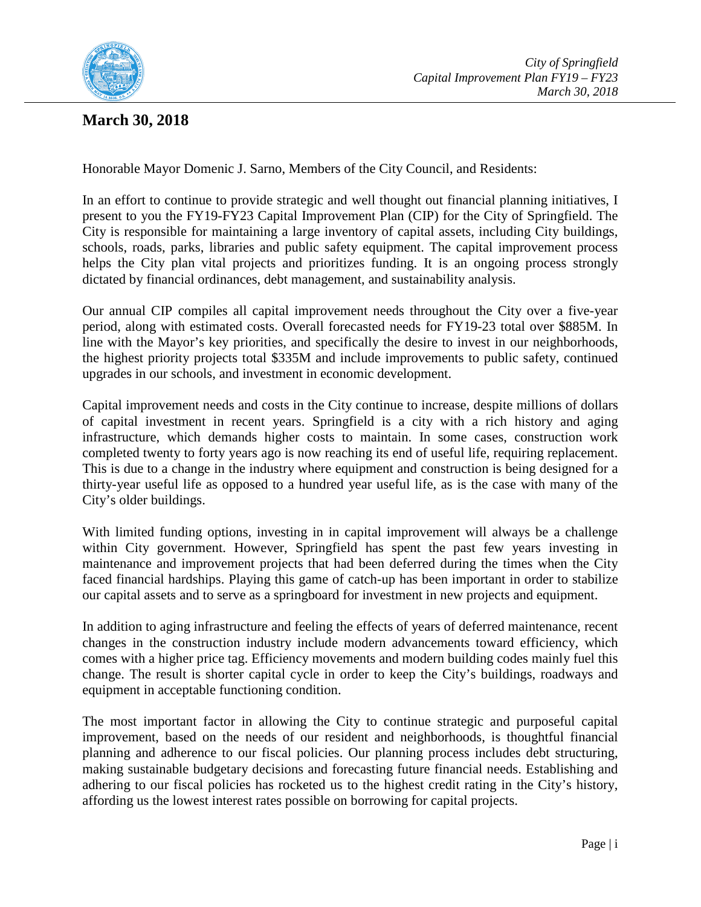**March 30, 2018**

Honorable Mayor Domenic J. Sarno, Members of the City Council, and Residents:

In an effort to continue to provide strategic and well thought out financial planning initiatives, I present to you the FY19-FY23 Capital Improvement Plan (CIP) for the City of Springfield. The City is responsible for maintaining a large inventory of capital assets, including City buildings, schools, roads, parks, libraries and public safety equipment. The capital improvement process helps the City plan vital projects and prioritizes funding. It is an ongoing process strongly dictated by financial ordinances, debt management, and sustainability analysis.

Our annual CIP compiles all capital improvement needs throughout the City over a five-year period, along with estimated costs. Overall forecasted needs for FY19-23 total over $885M. In line with the Mayor's key priorities, and specifically the desire to invest in our neighborhoods, the highest priority projects total $335M and include improvements to public safety, continued upgrades in our schools, and investment in economic development.

Capital improvement needs and costs in the City continue to increase, despite millions of dollars of capital investment in recent years. Springfield is a city with a rich history and aging infrastructure, which demands higher costs to maintain. In some cases, construction work completed twenty to forty years ago is now reaching its end of useful life, requiring replacement. This is due to a change in the industry where equipment and construction is being designed for a thirty-year useful life as opposed to a hundred year useful life, as is the case with many of the City's older buildings.

With limited funding options, investing in in capital improvement will always be a challenge within City government. However, Springfield has spent the past few years investing in maintenance and improvement projects that had been deferred during the times when the City faced financial hardships. Playing this game of catch-up has been important in order to stabilize our capital assets and to serve as a springboard for investment in new projects and equipment.

In addition to aging infrastructure and feeling the effects of years of deferred maintenance, recent changes in the construction industry include modern advancements toward efficiency, which comes with a higher price tag. Efficiency movements and modern building codes mainly fuel this change. The result is shorter capital cycle in order to keep the City's buildings, roadways and equipment in acceptable functioning condition.

The most important factor in allowing the City to continue strategic and purposeful capital improvement, based on the needs of our resident and neighborhoods, is thoughtful financial planning and adherence to our fiscal policies. Our planning process includes debt structuring, making sustainable budgetary decisions and forecasting future financial needs. Establishing and adhering to our fiscal policies has rocketed us to the highest credit rating in the City's history, affording us the lowest interest rates possible on borrowing for capital projects.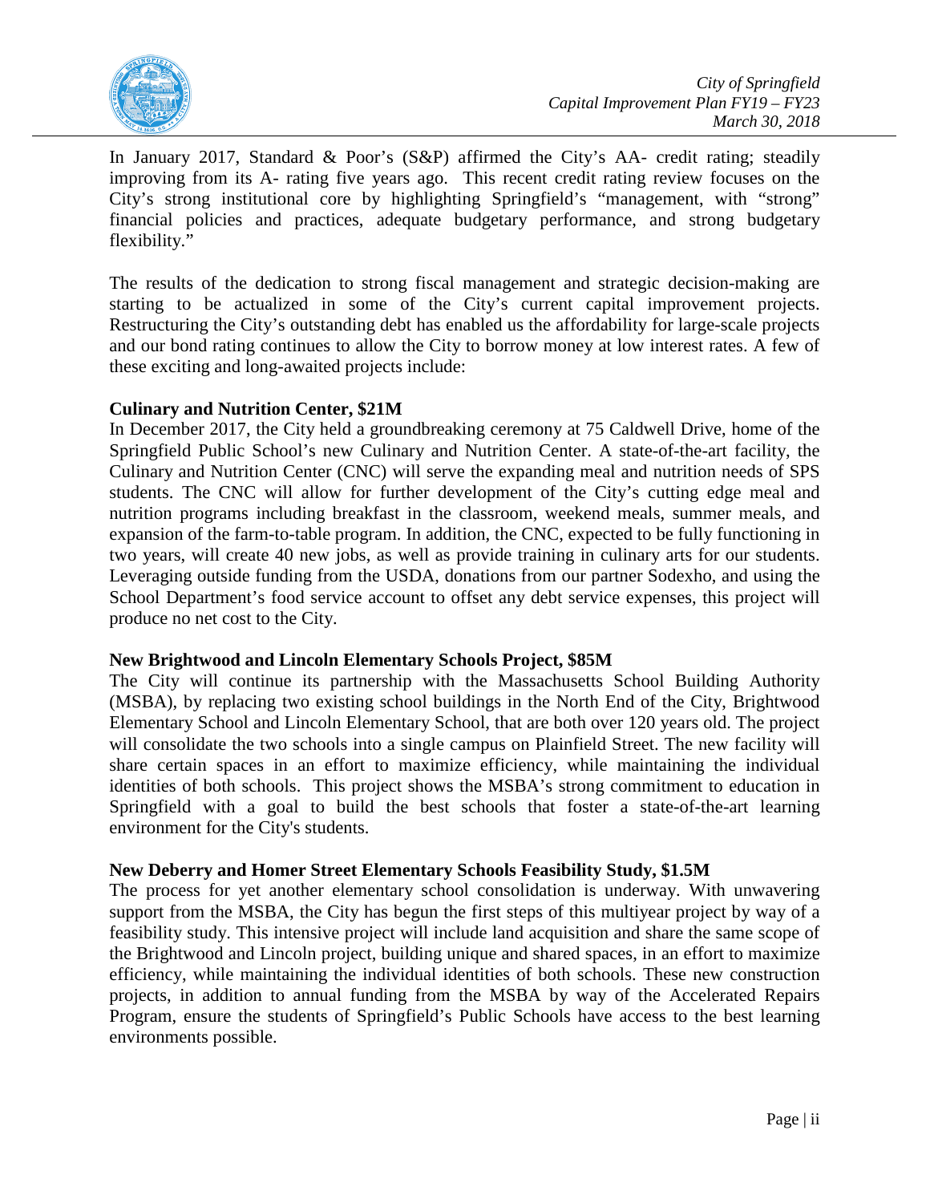In January 2017, Standard & Poor's (S&P) affirmed the City's AA- credit rating; steadily improving from its A- rating five years ago. This recent credit rating review focuses on the City's strong institutional core by highlighting Springfield's "management, with "strong" financial policies and practices, adequate budgetary performance, and strong budgetary flexibility."

The results of the dedication to strong fiscal management and strategic decision-making are starting to be actualized in some of the City's current capital improvement projects. Restructuring the City's outstanding debt has enabled us the affordability for large-scale projects and our bond rating continues to allow the City to borrow money at low interest rates. A few of these exciting and long-awaited projects include:

**Culinary and Nutrition Center, $21M**
In December 2017, the City held a groundbreaking ceremony at 75 Caldwell Drive, home of the Springfield Public School's new Culinary and Nutrition Center. A state-of-the-art facility, the Culinary and Nutrition Center (CNC) will serve the expanding meal and nutrition needs of SPS students. The CNC will allow for further development of the City's cutting edge meal and nutrition programs including breakfast in the classroom, weekend meals, summer meals, and expansion of the farm-to-table program. In addition, the CNC, expected to be fully functioning in two years, will create 40 new jobs, as well as provide training in culinary arts for our students. Leveraging outside funding from the USDA, donations from our partner Sodexho, and using the School Department's food service account to offset any debt service expenses, this project will produce no net cost to the City.

**New Brightwood and Lincoln Elementary Schools Project, $85M**
The City will continue its partnership with the Massachusetts School Building Authority (MSBA), by replacing two existing school buildings in the North End of the City, Brightwood Elementary School and Lincoln Elementary School, that are both over 120 years old. The project will consolidate the two schools into a single campus on Plainfield Street. The new facility will share certain spaces in an effort to maximize efficiency, while maintaining the individual identities of both schools. This project shows the MSBA's strong commitment to education in Springfield with a goal to build the best schools that foster a state-of-the-art learning environment for the City's students.

**New Deberry and Homer Street Elementary Schools Feasibility Study, $1.5M**
The process for yet another elementary school consolidation is underway. With unwavering support from the MSBA, the City has begun the first steps of this multiyear project by way of a feasibility study. This intensive project will include land acquisition and share the same scope of the Brightwood and Lincoln project, building unique and shared spaces, in an effort to maximize efficiency, while maintaining the individual identities of both schools. These new construction projects, in addition to annual funding from the MSBA by way of the Accelerated Repairs Program, ensure the students of Springfield's Public Schools have access to the best learning environments possible.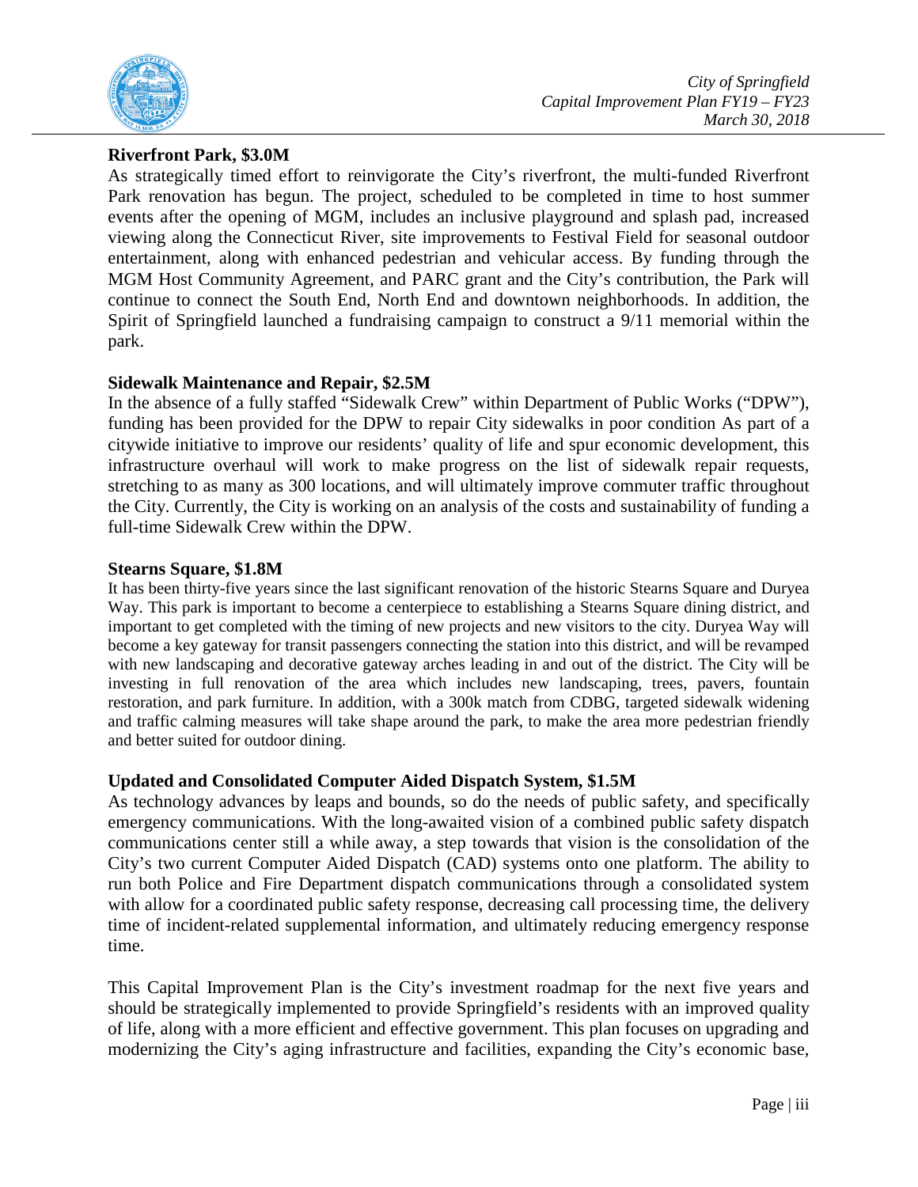**Riverfront Park, $3.0M**

As strategically timed effort to reinvigorate the City's riverfront, the multi-funded Riverfront Park renovation has begun. The project, scheduled to be completed in time to host summer events after the opening of MGM, includes an inclusive playground and splash pad, increased viewing along the Connecticut River, site improvements to Festival Field for seasonal outdoor entertainment, along with enhanced pedestrian and vehicular access. By funding through the MGM Host Community Agreement, and PARC grant and the City's contribution, the Park will continue to connect the South End, North End and downtown neighborhoods. In addition, the Spirit of Springfield launched a fundraising campaign to construct a 9/11 memorial within the park.

**Sidewalk Maintenance and Repair, $2.5M**

In the absence of a fully staffed "Sidewalk Crew" within Department of Public Works ("DPW"), funding has been provided for the DPW to repair City sidewalks in poor condition As part of a citywide initiative to improve our residents' quality of life and spur economic development, this infrastructure overhaul will work to make progress on the list of sidewalk repair requests, stretching to as many as 300 locations, and will ultimately improve commuter traffic throughout the City. Currently, the City is working on an analysis of the costs and sustainability of funding a full-time Sidewalk Crew within the DPW.

**Stearns Square, $1.8M**

It has been thirty-five years since the last significant renovation of the historic Stearns Square and Duryea Way. This park is important to become a centerpiece to establishing a Stearns Square dining district, and important to get completed with the timing of new projects and new visitors to the city. Duryea Way will become a key gateway for transit passengers connecting the station into this district, and will be revamped with new landscaping and decorative gateway arches leading in and out of the district. The City will be investing in full renovation of the area which includes new landscaping, trees, pavers, fountain restoration, and park furniture. In addition, with a 300k match from CDBG, targeted sidewalk widening and traffic calming measures will take shape around the park, to make the area more pedestrian friendly and better suited for outdoor dining.

**Updated and Consolidated Computer Aided Dispatch System, $1.5M**

As technology advances by leaps and bounds, so do the needs of public safety, and specifically emergency communications. With the long-awaited vision of a combined public safety dispatch communications center still a while away, a step towards that vision is the consolidation of the City's two current Computer Aided Dispatch (CAD) systems onto one platform. The ability to run both Police and Fire Department dispatch communications through a consolidated system with allow for a coordinated public safety response, decreasing call processing time, the delivery time of incident-related supplemental information, and ultimately reducing emergency response time.

This Capital Improvement Plan is the City's investment roadmap for the next five years and should be strategically implemented to provide Springfield's residents with an improved quality of life, along with a more efficient and effective government. This plan focuses on upgrading and modernizing the City's aging infrastructure and facilities, expanding the City's economic base,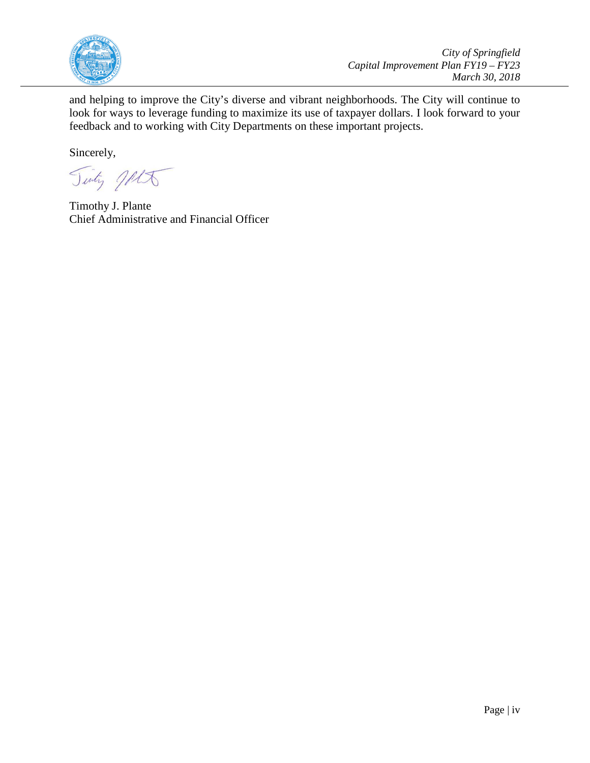and helping to improve the City's diverse and vibrant neighborhoods. The City will continue to look for ways to leverage funding to maximize its use of taxpayer dollars. I look forward to your feedback and to working with City Departments on these important projects.

Sincerely,

Timothy J. Plante
Chief Administrative and Financial Officer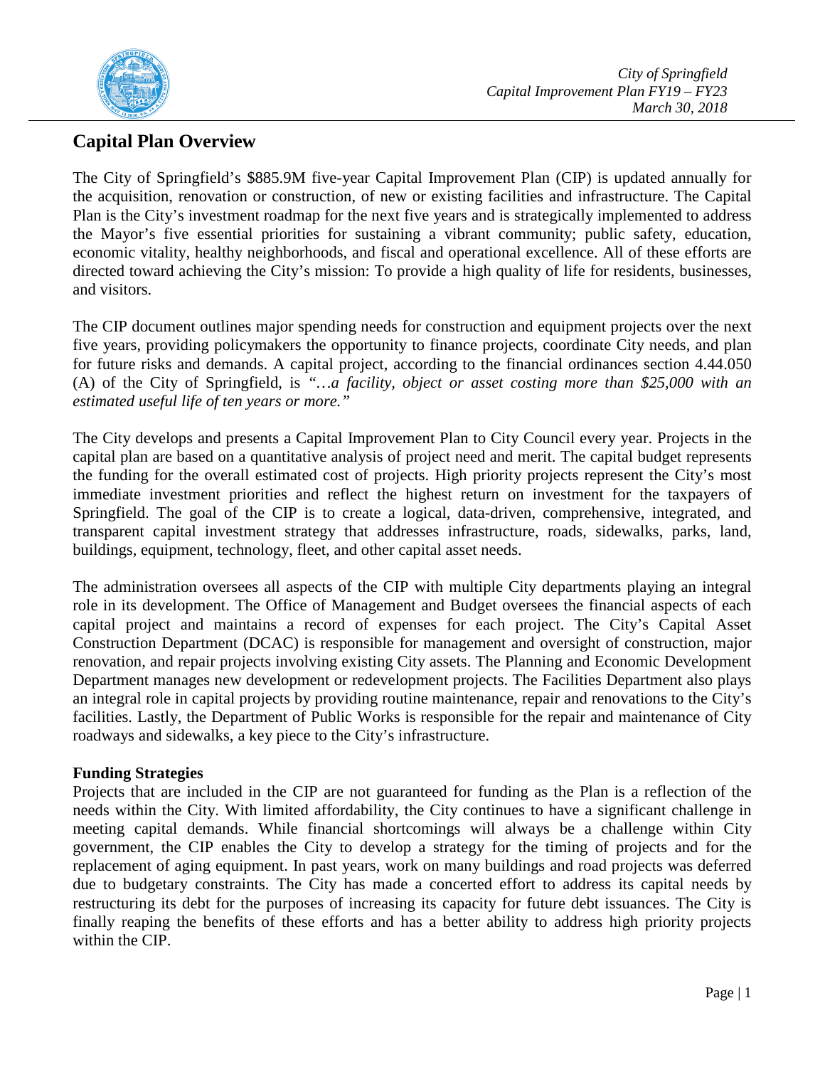## Capital Plan Overview

The City of Springfield's $885.9M five-year Capital Improvement Plan (CIP) is updated annually for the acquisition, renovation or construction, of new or existing facilities and infrastructure. The Capital Plan is the City's investment roadmap for the next five years and is strategically implemented to address the Mayor's five essential priorities for sustaining a vibrant community; public safety, education, economic vitality, healthy neighborhoods, and fiscal and operational excellence. All of these efforts are directed toward achieving the City's mission: To provide a high quality of life for residents, businesses, and visitors.

The CIP document outlines major spending needs for construction and equipment projects over the next five years, providing policymakers the opportunity to finance projects, coordinate City needs, and plan for future risks and demands. A capital project, according to the financial ordinances section 4.44.050 (A) of the City of Springfield, is *"…a facility, object or asset costing more than $25,000 with an estimated useful life of ten years or more."*

The City develops and presents a Capital Improvement Plan to City Council every year. Projects in the capital plan are based on a quantitative analysis of project need and merit. The capital budget represents the funding for the overall estimated cost of projects. High priority projects represent the City's most immediate investment priorities and reflect the highest return on investment for the taxpayers of Springfield. The goal of the CIP is to create a logical, data-driven, comprehensive, integrated, and transparent capital investment strategy that addresses infrastructure, roads, sidewalks, parks, land, buildings, equipment, technology, fleet, and other capital asset needs.

The administration oversees all aspects of the CIP with multiple City departments playing an integral role in its development. The Office of Management and Budget oversees the financial aspects of each capital project and maintains a record of expenses for each project. The City's Capital Asset Construction Department (DCAC) is responsible for management and oversight of construction, major renovation, and repair projects involving existing City assets. The Planning and Economic Development Department manages new development or redevelopment projects. The Facilities Department also plays an integral role in capital projects by providing routine maintenance, repair and renovations to the City's facilities. Lastly, the Department of Public Works is responsible for the repair and maintenance of City roadways and sidewalks, a key piece to the City's infrastructure.

**Funding Strategies**

Projects that are included in the CIP are not guaranteed for funding as the Plan is a reflection of the needs within the City. With limited affordability, the City continues to have a significant challenge in meeting capital demands. While financial shortcomings will always be a challenge within City government, the CIP enables the City to develop a strategy for the timing of projects and for the replacement of aging equipment. In past years, work on many buildings and road projects was deferred due to budgetary constraints. The City has made a concerted effort to address its capital needs by restructuring its debt for the purposes of increasing its capacity for future debt issuances. The City is finally reaping the benefits of these efforts and has a better ability to address high priority projects within the CIP.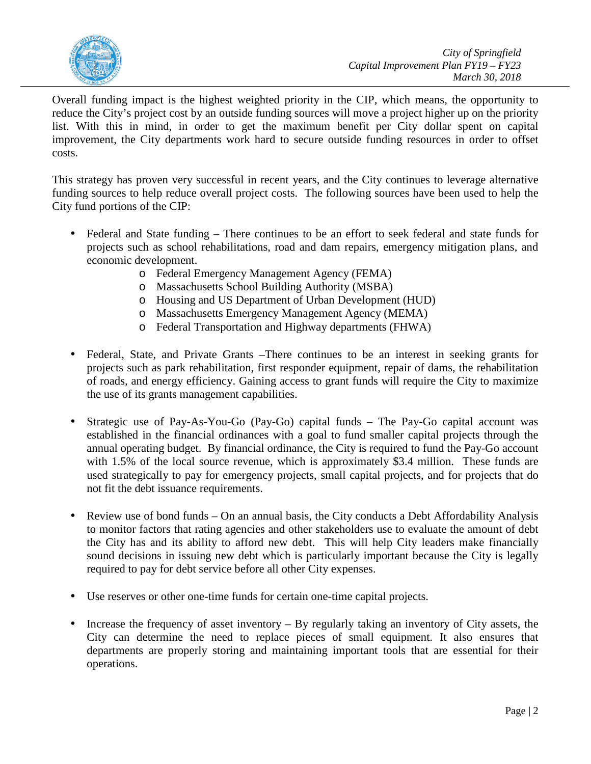Overall funding impact is the highest weighted priority in the CIP, which means, the opportunity to reduce the City's project cost by an outside funding sources will move a project higher up on the priority list. With this in mind, in order to get the maximum benefit per City dollar spent on capital improvement, the City departments work hard to secure outside funding resources in order to offset costs.

This strategy has proven very successful in recent years, and the City continues to leverage alternative funding sources to help reduce overall project costs. The following sources have been used to help the City fund portions of the CIP:

- Federal and State funding – There continues to be an effort to seek federal and state funds for projects such as school rehabilitations, road and dam repairs, emergency mitigation plans, and economic development.
    - Federal Emergency Management Agency (FEMA)
    - Massachusetts School Building Authority (MSBA)
    - Housing and US Department of Urban Development (HUD)
    - Massachusetts Emergency Management Agency (MEMA)
    - Federal Transportation and Highway departments (FHWA)

- Federal, State, and Private Grants –There continues to be an interest in seeking grants for projects such as park rehabilitation, first responder equipment, repair of dams, the rehabilitation of roads, and energy efficiency. Gaining access to grant funds will require the City to maximize the use of its grants management capabilities.

- Strategic use of Pay-As-You-Go (Pay-Go) capital funds – The Pay-Go capital account was established in the financial ordinances with a goal to fund smaller capital projects through the annual operating budget. By financial ordinance, the City is required to fund the Pay-Go account with 1.5% of the local source revenue, which is approximately $3.4 million. These funds are used strategically to pay for emergency projects, small capital projects, and for projects that do not fit the debt issuance requirements.

- Review use of bond funds – On an annual basis, the City conducts a Debt Affordability Analysis to monitor factors that rating agencies and other stakeholders use to evaluate the amount of debt the City has and its ability to afford new debt. This will help City leaders make financially sound decisions in issuing new debt which is particularly important because the City is legally required to pay for debt service before all other City expenses.

- Use reserves or other one-time funds for certain one-time capital projects.

- Increase the frequency of asset inventory – By regularly taking an inventory of City assets, the City can determine the need to replace pieces of small equipment. It also ensures that departments are properly storing and maintaining important tools that are essential for their operations.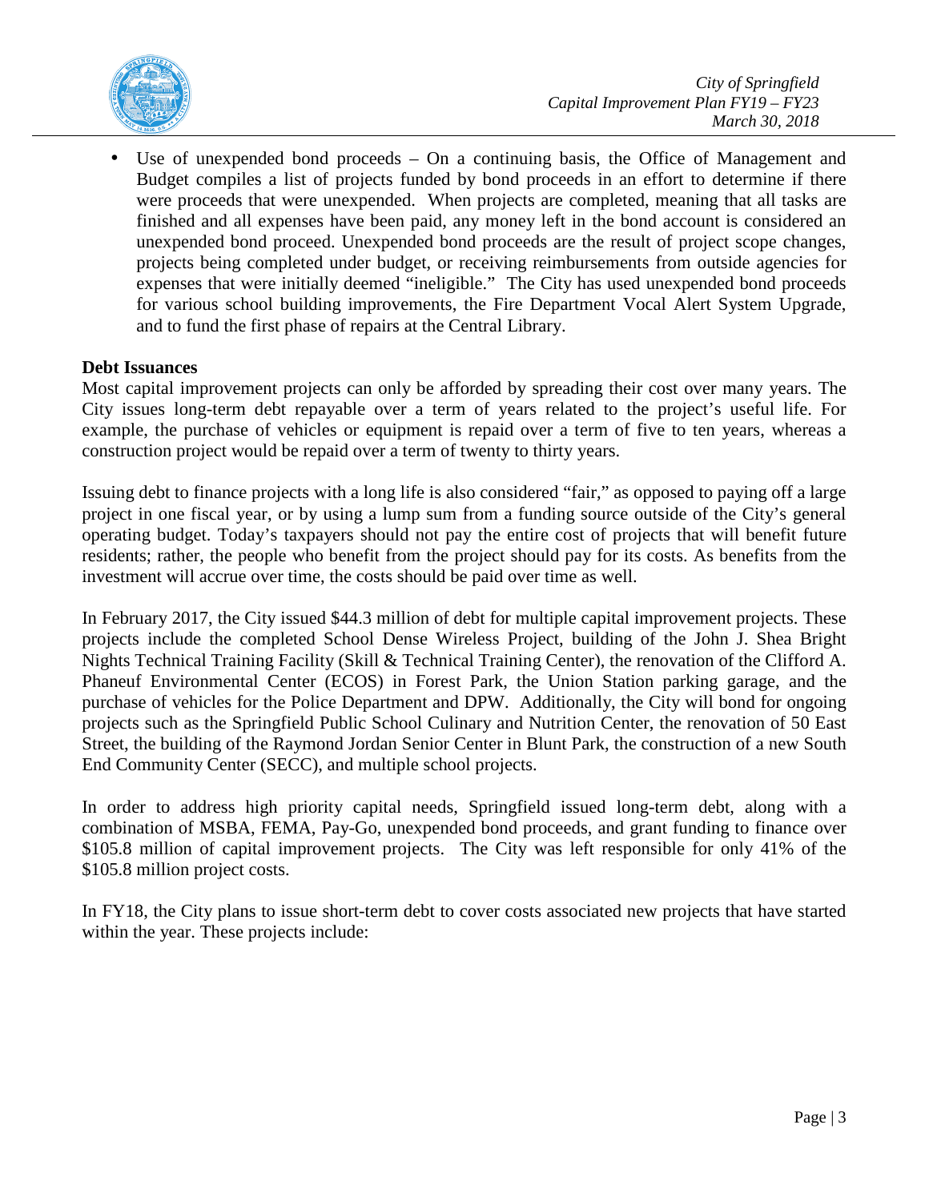- Use of unexpended bond proceeds – On a continuing basis, the Office of Management and Budget compiles a list of projects funded by bond proceeds in an effort to determine if there were proceeds that were unexpended. When projects are completed, meaning that all tasks are finished and all expenses have been paid, any money left in the bond account is considered an unexpended bond proceed. Unexpended bond proceeds are the result of project scope changes, projects being completed under budget, or receiving reimbursements from outside agencies for expenses that were initially deemed "ineligible." The City has used unexpended bond proceeds for various school building improvements, the Fire Department Vocal Alert System Upgrade, and to fund the first phase of repairs at the Central Library.

**Debt Issuances**

Most capital improvement projects can only be afforded by spreading their cost over many years. The City issues long-term debt repayable over a term of years related to the project's useful life. For example, the purchase of vehicles or equipment is repaid over a term of five to ten years, whereas a construction project would be repaid over a term of twenty to thirty years.

Issuing debt to finance projects with a long life is also considered "fair," as opposed to paying off a large project in one fiscal year, or by using a lump sum from a funding source outside of the City's general operating budget. Today's taxpayers should not pay the entire cost of projects that will benefit future residents; rather, the people who benefit from the project should pay for its costs. As benefits from the investment will accrue over time, the costs should be paid over time as well.

In February 2017, the City issued $44.3 million of debt for multiple capital improvement projects. These projects include the completed School Dense Wireless Project, building of the John J. Shea Bright Nights Technical Training Facility (Skill & Technical Training Center), the renovation of the Clifford A. Phaneuf Environmental Center (ECOS) in Forest Park, the Union Station parking garage, and the purchase of vehicles for the Police Department and DPW. Additionally, the City will bond for ongoing projects such as the Springfield Public School Culinary and Nutrition Center, the renovation of 50 East Street, the building of the Raymond Jordan Senior Center in Blunt Park, the construction of a new South End Community Center (SECC), and multiple school projects.

In order to address high priority capital needs, Springfield issued long-term debt, along with a combination of MSBA, FEMA, Pay-Go, unexpended bond proceeds, and grant funding to finance over $105.8 million of capital improvement projects. The City was left responsible for only 41% of the $105.8 million project costs.

In FY18, the City plans to issue short-term debt to cover costs associated new projects that have started within the year. These projects include: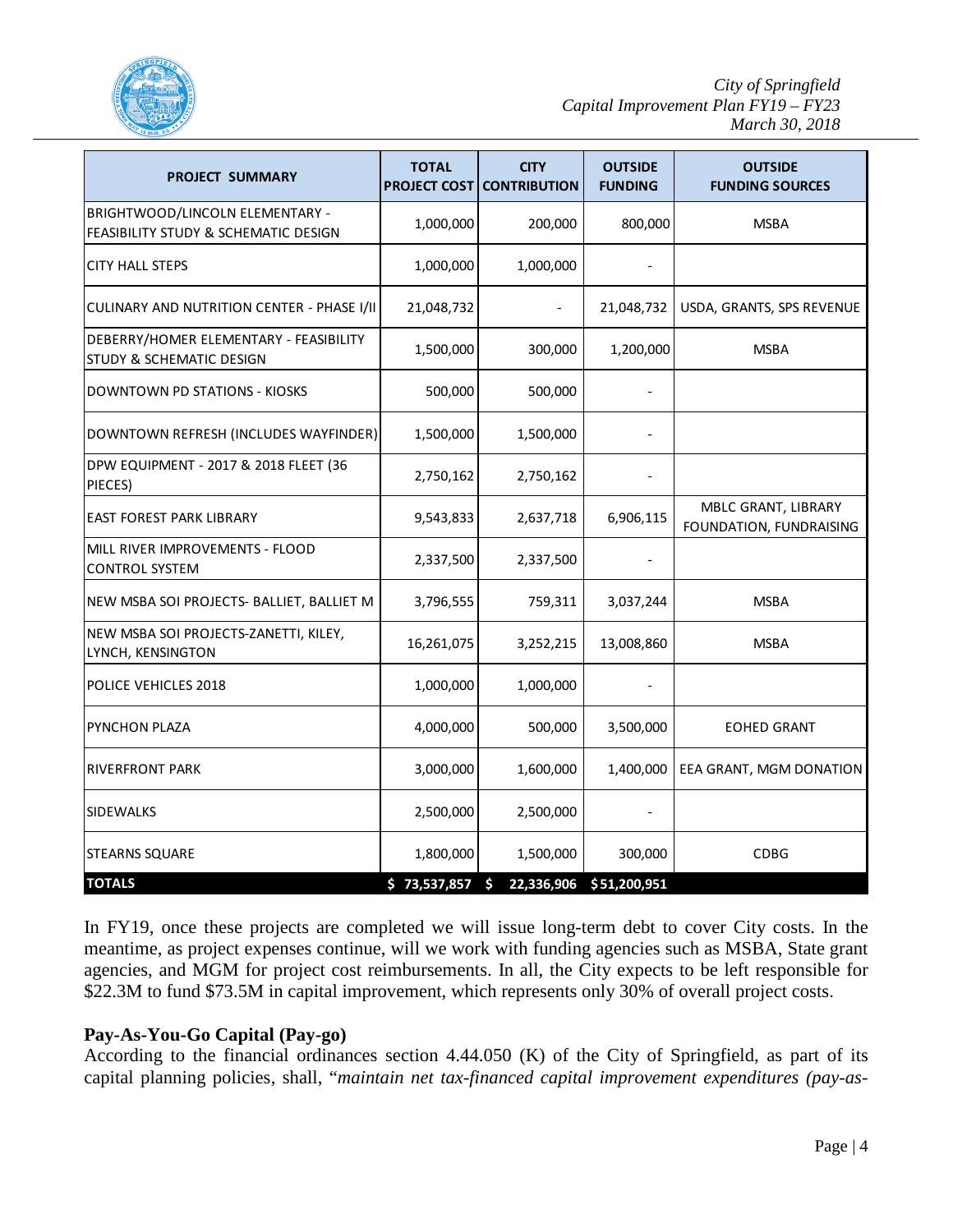| PROJECT SUMMARY | TOTAL PROJECT COST | CITY CONTRIBUTION | OUTSIDE FUNDING | OUTSIDE FUNDING SOURCES |
|---|---|---|---|---|
| BRIGHTWOOD/LINCOLN ELEMENTARY - FEASIBILITY STUDY & SCHEMATIC DESIGN | 1,000,000 | 200,000 | 800,000 | MSBA |
| CITY HALL STEPS | 1,000,000 | 1,000,000 | - | |
| CULINARY AND NUTRITION CENTER - PHASE I/II | 21,048,732 | - | 21,048,732 | USDA, GRANTS, SPS REVENUE |
| DEBERRY/HOMER ELEMENTARY - FEASIBILITY STUDY & SCHEMATIC DESIGN | 1,500,000 | 300,000 | 1,200,000 | MSBA |
| DOWNTOWN PD STATIONS - KIOSKS | 500,000 | 500,000 | - | |
| DOWNTOWN REFRESH (INCLUDES WAYFINDER) | 1,500,000 | 1,500,000 | - | |
| DPW EQUIPMENT - 2017 & 2018 FLEET (36 PIECES) | 2,750,162 | 2,750,162 | - | |
| EAST FOREST PARK LIBRARY | 9,543,833 | 2,637,718 | 6,906,115 | MBLC GRANT, LIBRARY FOUNDATION, FUNDRAISING |
| MILL RIVER IMPROVEMENTS - FLOOD CONTROL SYSTEM | 2,337,500 | 2,337,500 | - | |
| NEW MSBA SOI PROJECTS- BALLIET, BALLIET M | 3,796,555 | 759,311 | 3,037,244 | MSBA |
| NEW MSBA SOI PROJECTS-ZANETTI, KILEY, LYNCH, KENSINGTON | 16,261,075 | 3,252,215 | 13,008,860 | MSBA |
| POLICE VEHICLES 2018 | 1,000,000 | 1,000,000 | - | |
| PYNCHON PLAZA | 4,000,000 | 500,000 | 3,500,000 | EOHED GRANT |
| RIVERFRONT PARK | 3,000,000 | 1,600,000 | 1,400,000 | EEA GRANT, MGM DONATION |
| SIDEWALKS | 2,500,000 | 2,500,000 | - | |
| STEARNS SQUARE | 1,800,000 | 1,500,000 | 300,000 | CDBG |
| **TOTALS** | **$ 73,537,857** | **$ 22,336,906** | **$51,200,951** | |

In FY19, once these projects are completed we will issue long-term debt to cover City costs. In the meantime, as project expenses continue, will we work with funding agencies such as MSBA, State grant agencies, and MGM for project cost reimbursements. In all, the City expects to be left responsible for \$22.3M to fund \$73.5M in capital improvement, which represents only 30% of overall project costs.

### Pay-As-You-Go Capital (Pay-go)

According to the financial ordinances section 4.44.050 (K) of the City of Springfield, as part of its capital planning policies, shall, "*maintain net tax-financed capital improvement expenditures (pay-as-*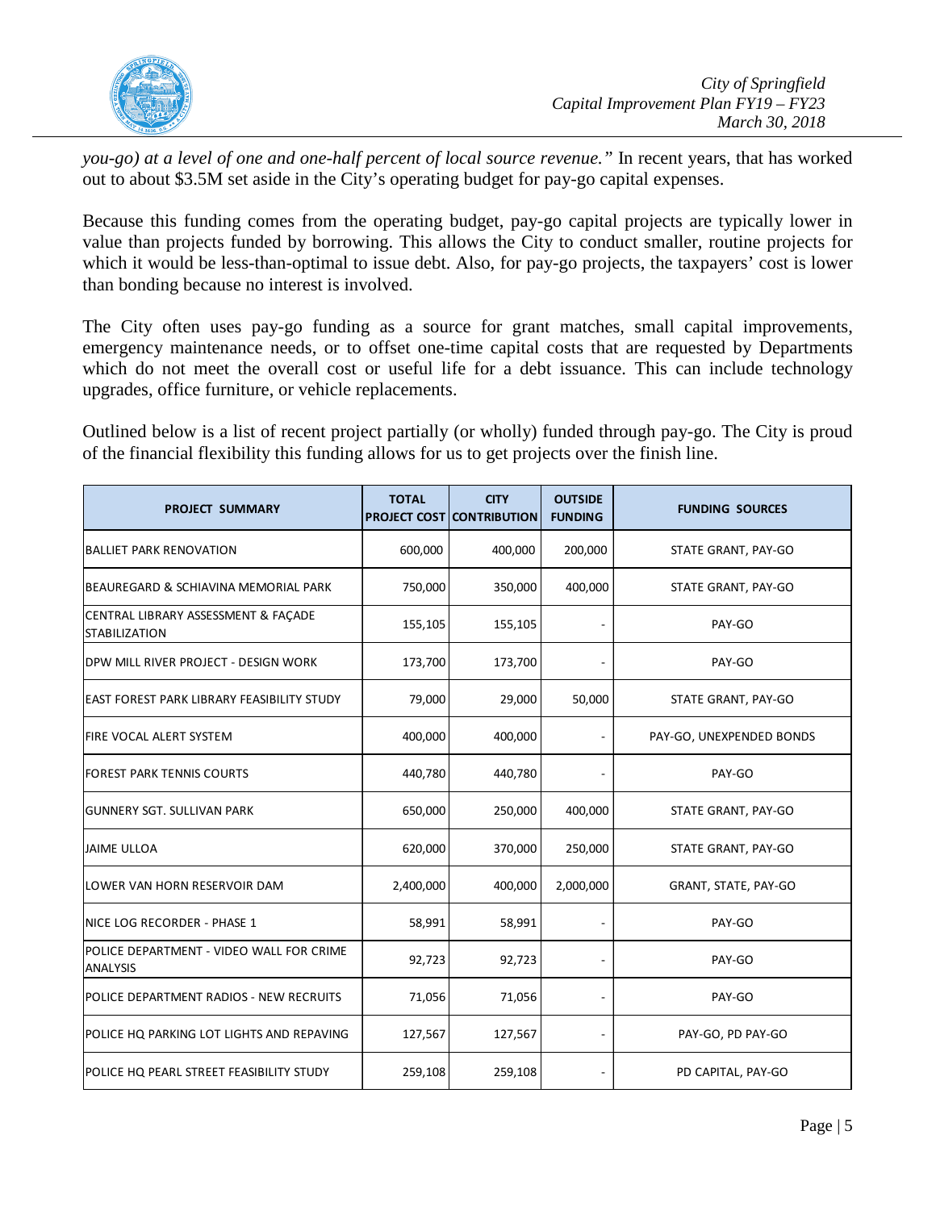*you-go) at a level of one and one-half percent of local source revenue."* In recent years, that has worked out to about $3.5M set aside in the City's operating budget for pay-go capital expenses.

Because this funding comes from the operating budget, pay-go capital projects are typically lower in value than projects funded by borrowing. This allows the City to conduct smaller, routine projects for which it would be less-than-optimal to issue debt. Also, for pay-go projects, the taxpayers' cost is lower than bonding because no interest is involved.

The City often uses pay-go funding as a source for grant matches, small capital improvements, emergency maintenance needs, or to offset one-time capital costs that are requested by Departments which do not meet the overall cost or useful life for a debt issuance. This can include technology upgrades, office furniture, or vehicle replacements.

Outlined below is a list of recent project partially (or wholly) funded through pay-go. The City is proud of the financial flexibility this funding allows for us to get projects over the finish line.

| PROJECT SUMMARY | TOTAL PROJECT COST | CITY CONTRIBUTION | OUTSIDE FUNDING | FUNDING SOURCES |
|---|---|---|---|---|
| BALLIET PARK RENOVATION | 600,000 | 400,000 | 200,000 | STATE GRANT, PAY-GO |
| BEAUREGARD & SCHIAVINA MEMORIAL PARK | 750,000 | 350,000 | 400,000 | STATE GRANT, PAY-GO |
| CENTRAL LIBRARY ASSESSMENT & FAÇADE STABILIZATION | 155,105 | 155,105 | - | PAY-GO |
| DPW MILL RIVER PROJECT - DESIGN WORK | 173,700 | 173,700 | - | PAY-GO |
| EAST FOREST PARK LIBRARY FEASIBILITY STUDY | 79,000 | 29,000 | 50,000 | STATE GRANT, PAY-GO |
| FIRE VOCAL ALERT SYSTEM | 400,000 | 400,000 | - | PAY-GO, UNEXPENDED BONDS |
| FOREST PARK TENNIS COURTS | 440,780 | 440,780 | - | PAY-GO |
| GUNNERY SGT. SULLIVAN PARK | 650,000 | 250,000 | 400,000 | STATE GRANT, PAY-GO |
| JAIME ULLOA | 620,000 | 370,000 | 250,000 | STATE GRANT, PAY-GO |
| LOWER VAN HORN RESERVOIR DAM | 2,400,000 | 400,000 | 2,000,000 | GRANT, STATE, PAY-GO |
| NICE LOG RECORDER - PHASE 1 | 58,991 | 58,991 | - | PAY-GO |
| POLICE DEPARTMENT - VIDEO WALL FOR CRIME ANALYSIS | 92,723 | 92,723 | - | PAY-GO |
| POLICE DEPARTMENT RADIOS - NEW RECRUITS | 71,056 | 71,056 | - | PAY-GO |
| POLICE HQ PARKING LOT LIGHTS AND REPAVING | 127,567 | 127,567 | - | PAY-GO, PD PAY-GO |
| POLICE HQ PEARL STREET FEASIBILITY STUDY | 259,108 | 259,108 | - | PD CAPITAL, PAY-GO |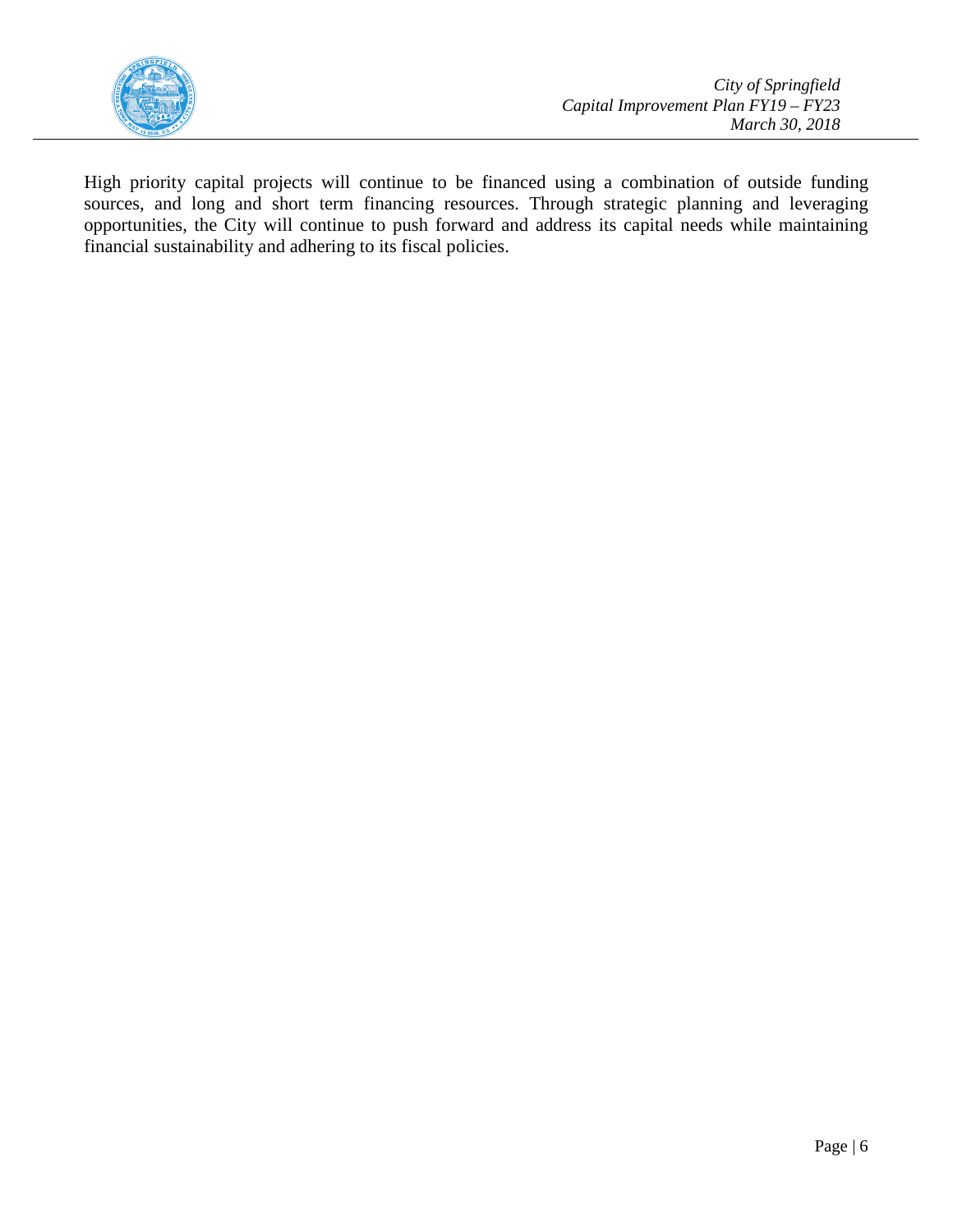High priority capital projects will continue to be financed using a combination of outside funding sources, and long and short term financing resources. Through strategic planning and leveraging opportunities, the City will continue to push forward and address its capital needs while maintaining financial sustainability and adhering to its fiscal policies.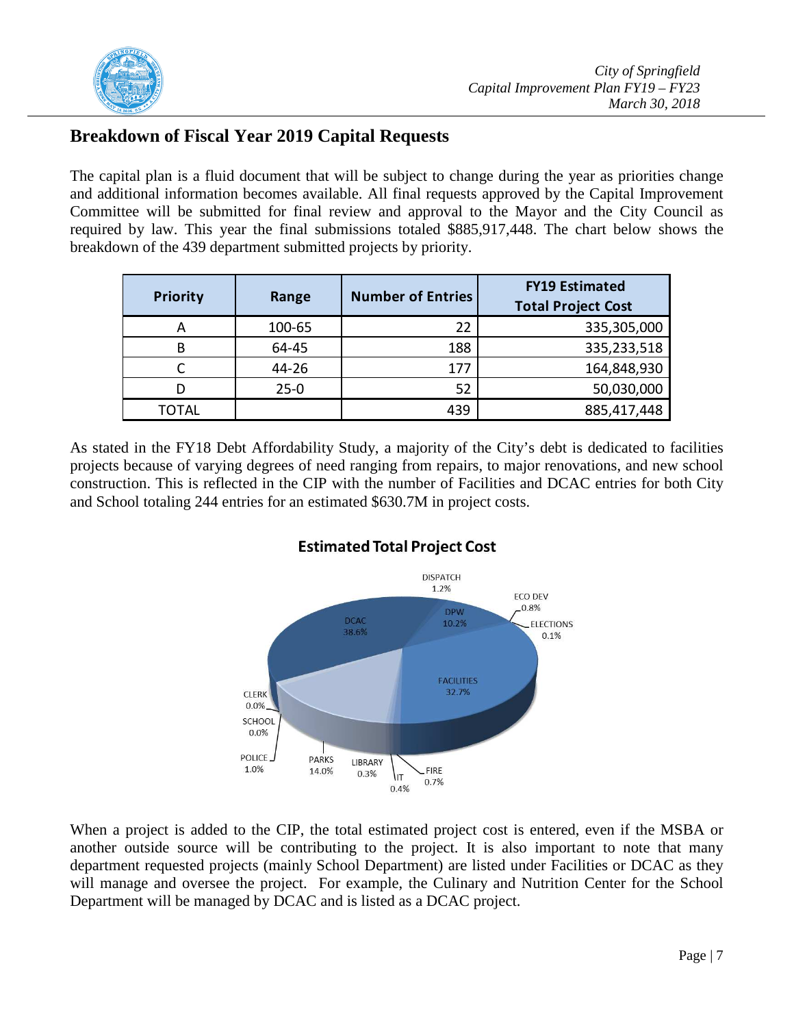## Breakdown of Fiscal Year 2019 Capital Requests

The capital plan is a fluid document that will be subject to change during the year as priorities change and additional information becomes available. All final requests approved by the Capital Improvement Committee will be submitted for final review and approval to the Mayor and the City Council as required by law. This year the final submissions totaled $885,917,448. The chart below shows the breakdown of the 439 department submitted projects by priority.

| Priority | Range | Number of Entries | FY19 Estimated Total Project Cost |
|---|---|---|---|
| A | 100-65 | 22 | 335,305,000 |
| B | 64-45 | 188 | 335,233,518 |
| C | 44-26 | 177 | 164,848,930 |
| D | 25-0 | 52 | 50,030,000 |
| TOTAL | | 439 | 885,417,448 |

As stated in the FY18 Debt Affordability Study, a majority of the City's debt is dedicated to facilities projects because of varying degrees of need ranging from repairs, to major renovations, and new school construction. This is reflected in the CIP with the number of Facilities and DCAC entries for both City and School totaling 244 entries for an estimated $630.7M in project costs.

**Estimated Total Project Cost**

| Department | Share |
|---|---|
| DCAC | 38.6% |
| FACILITIES | 32.7% |
| PARKS | 14.0% |
| DPW | 10.2% |
| DISPATCH | 1.2% |
| POLICE | 1.0% |
| ECO DEV | 0.8% |
| FIRE | 0.7% |
| IT | 0.4% |
| LIBRARY | 0.3% |
| ELECTIONS | 0.1% |
| CLERK | 0.0% |
| SCHOOL | 0.0% |

When a project is added to the CIP, the total estimated project cost is entered, even if the MSBA or another outside source will be contributing to the project. It is also important to note that many department requested projects (mainly School Department) are listed under Facilities or DCAC as they will manage and oversee the project. For example, the Culinary and Nutrition Center for the School Department will be managed by DCAC and is listed as a DCAC project.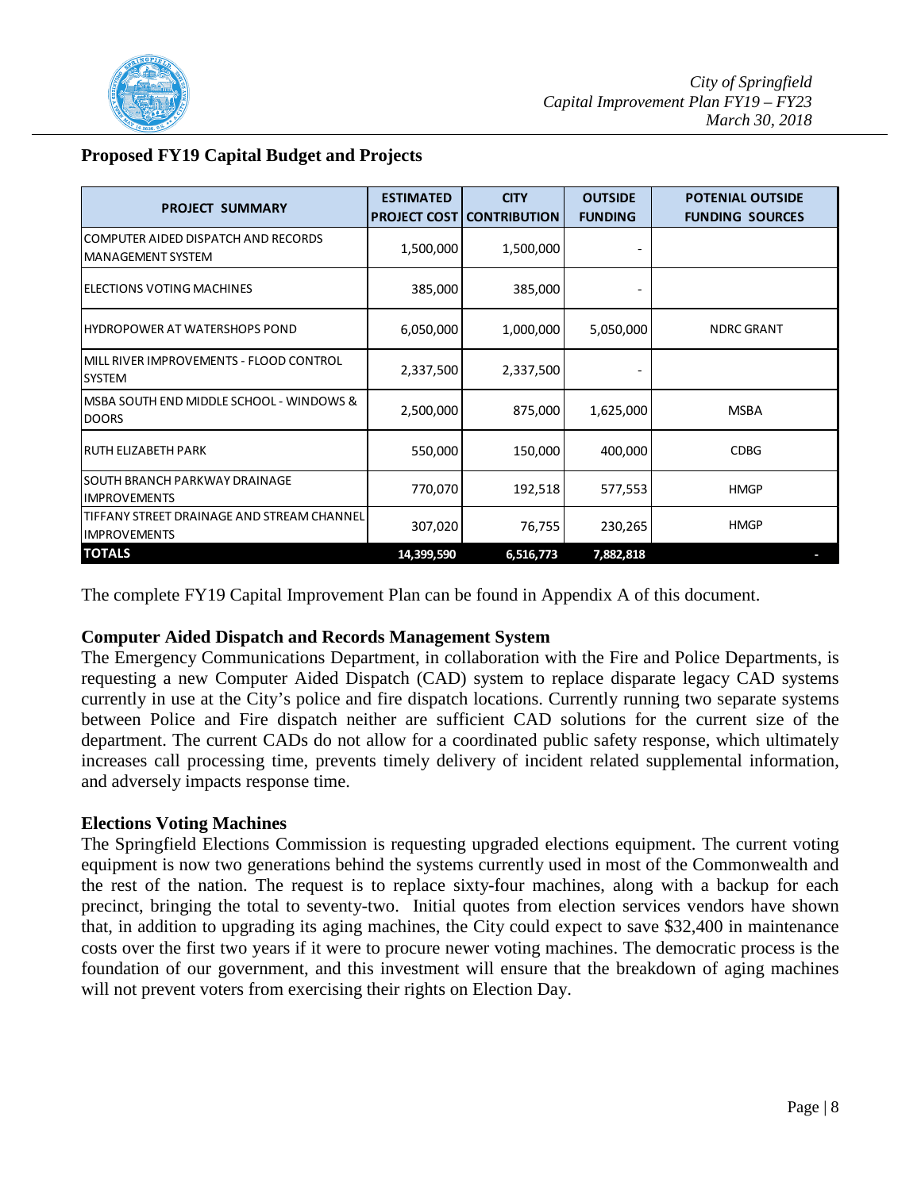## Proposed FY19 Capital Budget and Projects

| PROJECT SUMMARY | ESTIMATED PROJECT COST | CITY CONTRIBUTION | OUTSIDE FUNDING | POTENIAL OUTSIDE FUNDING SOURCES |
|---|---|---|---|---|
| COMPUTER AIDED DISPATCH AND RECORDS MANAGEMENT SYSTEM | 1,500,000 | 1,500,000 | - | |
| ELECTIONS VOTING MACHINES | 385,000 | 385,000 | - | |
| HYDROPOWER AT WATERSHOPS POND | 6,050,000 | 1,000,000 | 5,050,000 | NDRC GRANT |
| MILL RIVER IMPROVEMENTS - FLOOD CONTROL SYSTEM | 2,337,500 | 2,337,500 | - | |
| MSBA SOUTH END MIDDLE SCHOOL - WINDOWS & DOORS | 2,500,000 | 875,000 | 1,625,000 | MSBA |
| RUTH ELIZABETH PARK | 550,000 | 150,000 | 400,000 | CDBG |
| SOUTH BRANCH PARKWAY DRAINAGE IMPROVEMENTS | 770,070 | 192,518 | 577,553 | HMGP |
| TIFFANY STREET DRAINAGE AND STREAM CHANNEL IMPROVEMENTS | 307,020 | 76,755 | 230,265 | HMGP |
| **TOTALS** | **14,399,590** | **6,516,773** | **7,882,818** | - |

The complete FY19 Capital Improvement Plan can be found in Appendix A of this document.

### Computer Aided Dispatch and Records Management System

The Emergency Communications Department, in collaboration with the Fire and Police Departments, is requesting a new Computer Aided Dispatch (CAD) system to replace disparate legacy CAD systems currently in use at the City's police and fire dispatch locations. Currently running two separate systems between Police and Fire dispatch neither are sufficient CAD solutions for the current size of the department. The current CADs do not allow for a coordinated public safety response, which ultimately increases call processing time, prevents timely delivery of incident related supplemental information, and adversely impacts response time.

### Elections Voting Machines

The Springfield Elections Commission is requesting upgraded elections equipment. The current voting equipment is now two generations behind the systems currently used in most of the Commonwealth and the rest of the nation. The request is to replace sixty-four machines, along with a backup for each precinct, bringing the total to seventy-two. Initial quotes from election services vendors have shown that, in addition to upgrading its aging machines, the City could expect to save $32,400 in maintenance costs over the first two years if it were to procure newer voting machines. The democratic process is the foundation of our government, and this investment will ensure that the breakdown of aging machines will not prevent voters from exercising their rights on Election Day.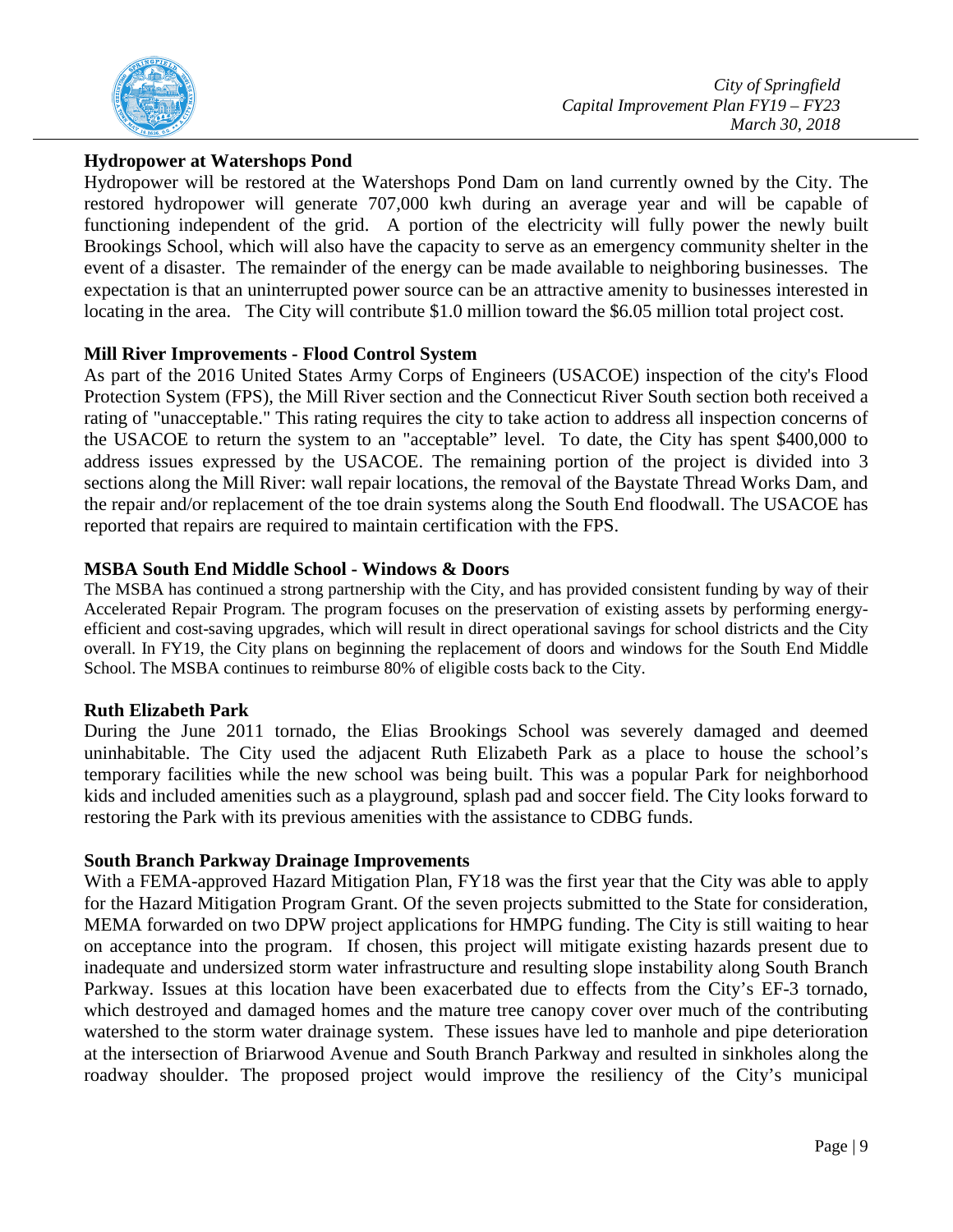### Hydropower at Watershops Pond

Hydropower will be restored at the Watershops Pond Dam on land currently owned by the City. The restored hydropower will generate 707,000 kwh during an average year and will be capable of functioning independent of the grid. A portion of the electricity will fully power the newly built Brookings School, which will also have the capacity to serve as an emergency community shelter in the event of a disaster. The remainder of the energy can be made available to neighboring businesses. The expectation is that an uninterrupted power source can be an attractive amenity to businesses interested in locating in the area. The City will contribute $1.0 million toward the $6.05 million total project cost.

### Mill River Improvements - Flood Control System

As part of the 2016 United States Army Corps of Engineers (USACOE) inspection of the city's Flood Protection System (FPS), the Mill River section and the Connecticut River South section both received a rating of "unacceptable." This rating requires the city to take action to address all inspection concerns of the USACOE to return the system to an "acceptable" level. To date, the City has spent $400,000 to address issues expressed by the USACOE. The remaining portion of the project is divided into 3 sections along the Mill River: wall repair locations, the removal of the Baystate Thread Works Dam, and the repair and/or replacement of the toe drain systems along the South End floodwall. The USACOE has reported that repairs are required to maintain certification with the FPS.

### MSBA South End Middle School - Windows & Doors

The MSBA has continued a strong partnership with the City, and has provided consistent funding by way of their Accelerated Repair Program. The program focuses on the preservation of existing assets by performing energy-efficient and cost-saving upgrades, which will result in direct operational savings for school districts and the City overall. In FY19, the City plans on beginning the replacement of doors and windows for the South End Middle School. The MSBA continues to reimburse 80% of eligible costs back to the City.

### Ruth Elizabeth Park

During the June 2011 tornado, the Elias Brookings School was severely damaged and deemed uninhabitable. The City used the adjacent Ruth Elizabeth Park as a place to house the school's temporary facilities while the new school was being built. This was a popular Park for neighborhood kids and included amenities such as a playground, splash pad and soccer field. The City looks forward to restoring the Park with its previous amenities with the assistance to CDBG funds.

### South Branch Parkway Drainage Improvements

With a FEMA-approved Hazard Mitigation Plan, FY18 was the first year that the City was able to apply for the Hazard Mitigation Program Grant. Of the seven projects submitted to the State for consideration, MEMA forwarded on two DPW project applications for HMPG funding. The City is still waiting to hear on acceptance into the program. If chosen, this project will mitigate existing hazards present due to inadequate and undersized storm water infrastructure and resulting slope instability along South Branch Parkway. Issues at this location have been exacerbated due to effects from the City's EF-3 tornado, which destroyed and damaged homes and the mature tree canopy cover over much of the contributing watershed to the storm water drainage system. These issues have led to manhole and pipe deterioration at the intersection of Briarwood Avenue and South Branch Parkway and resulted in sinkholes along the roadway shoulder. The proposed project would improve the resiliency of the City's municipal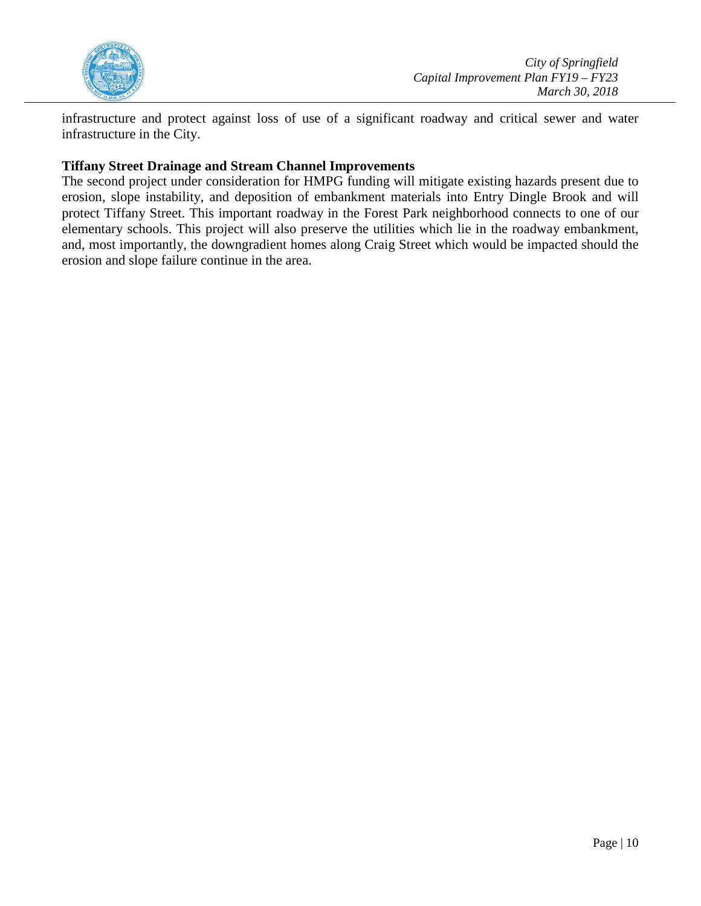infrastructure and protect against loss of use of a significant roadway and critical sewer and water infrastructure in the City.

**Tiffany Street Drainage and Stream Channel Improvements**

The second project under consideration for HMPG funding will mitigate existing hazards present due to erosion, slope instability, and deposition of embankment materials into Entry Dingle Brook and will protect Tiffany Street. This important roadway in the Forest Park neighborhood connects to one of our elementary schools. This project will also preserve the utilities which lie in the roadway embankment, and, most importantly, the downgradient homes along Craig Street which would be impacted should the erosion and slope failure continue in the area.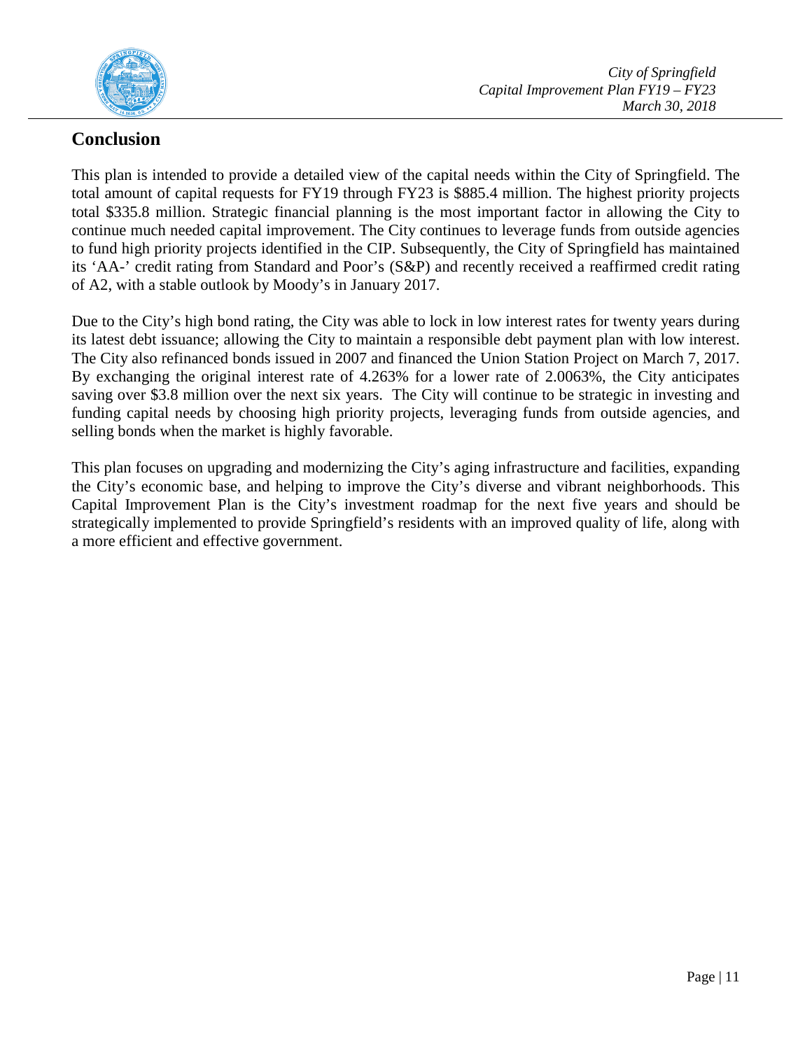## Conclusion

This plan is intended to provide a detailed view of the capital needs within the City of Springfield. The total amount of capital requests for FY19 through FY23 is $885.4 million. The highest priority projects total $335.8 million. Strategic financial planning is the most important factor in allowing the City to continue much needed capital improvement. The City continues to leverage funds from outside agencies to fund high priority projects identified in the CIP. Subsequently, the City of Springfield has maintained its 'AA-' credit rating from Standard and Poor's (S&P) and recently received a reaffirmed credit rating of A2, with a stable outlook by Moody's in January 2017.

Due to the City's high bond rating, the City was able to lock in low interest rates for twenty years during its latest debt issuance; allowing the City to maintain a responsible debt payment plan with low interest. The City also refinanced bonds issued in 2007 and financed the Union Station Project on March 7, 2017. By exchanging the original interest rate of 4.263% for a lower rate of 2.0063%, the City anticipates saving over $3.8 million over the next six years. The City will continue to be strategic in investing and funding capital needs by choosing high priority projects, leveraging funds from outside agencies, and selling bonds when the market is highly favorable.

This plan focuses on upgrading and modernizing the City's aging infrastructure and facilities, expanding the City's economic base, and helping to improve the City's diverse and vibrant neighborhoods. This Capital Improvement Plan is the City's investment roadmap for the next five years and should be strategically implemented to provide Springfield's residents with an improved quality of life, along with a more efficient and effective government.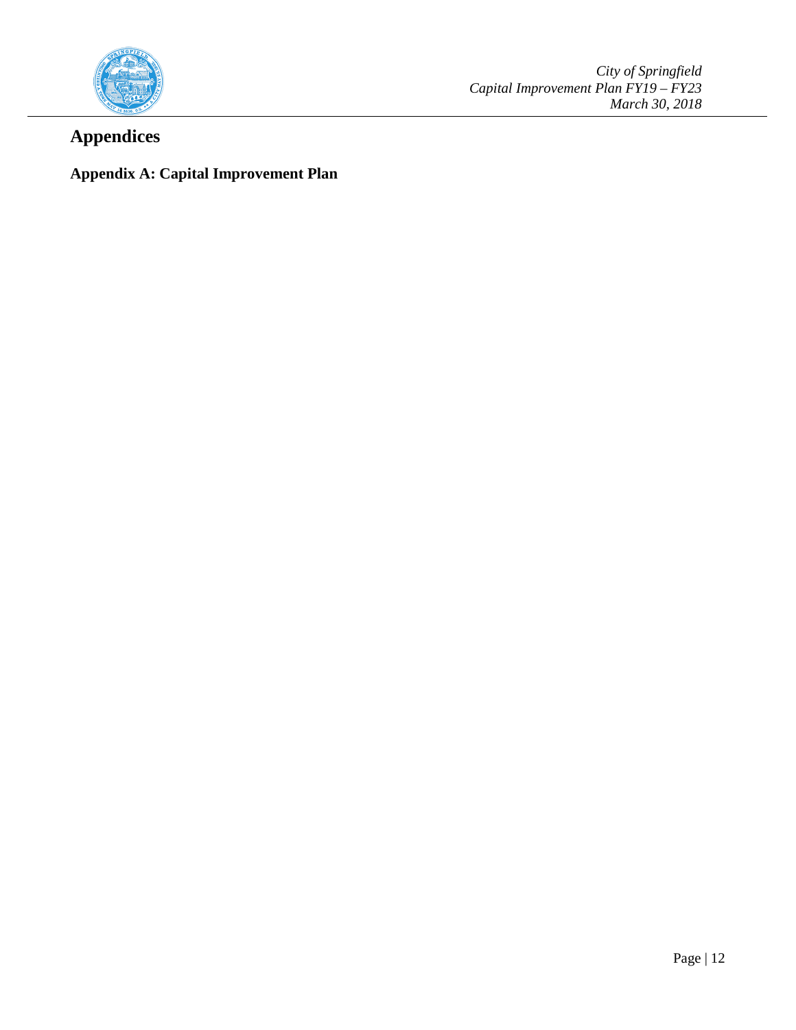# Appendices

## Appendix A: Capital Improvement Plan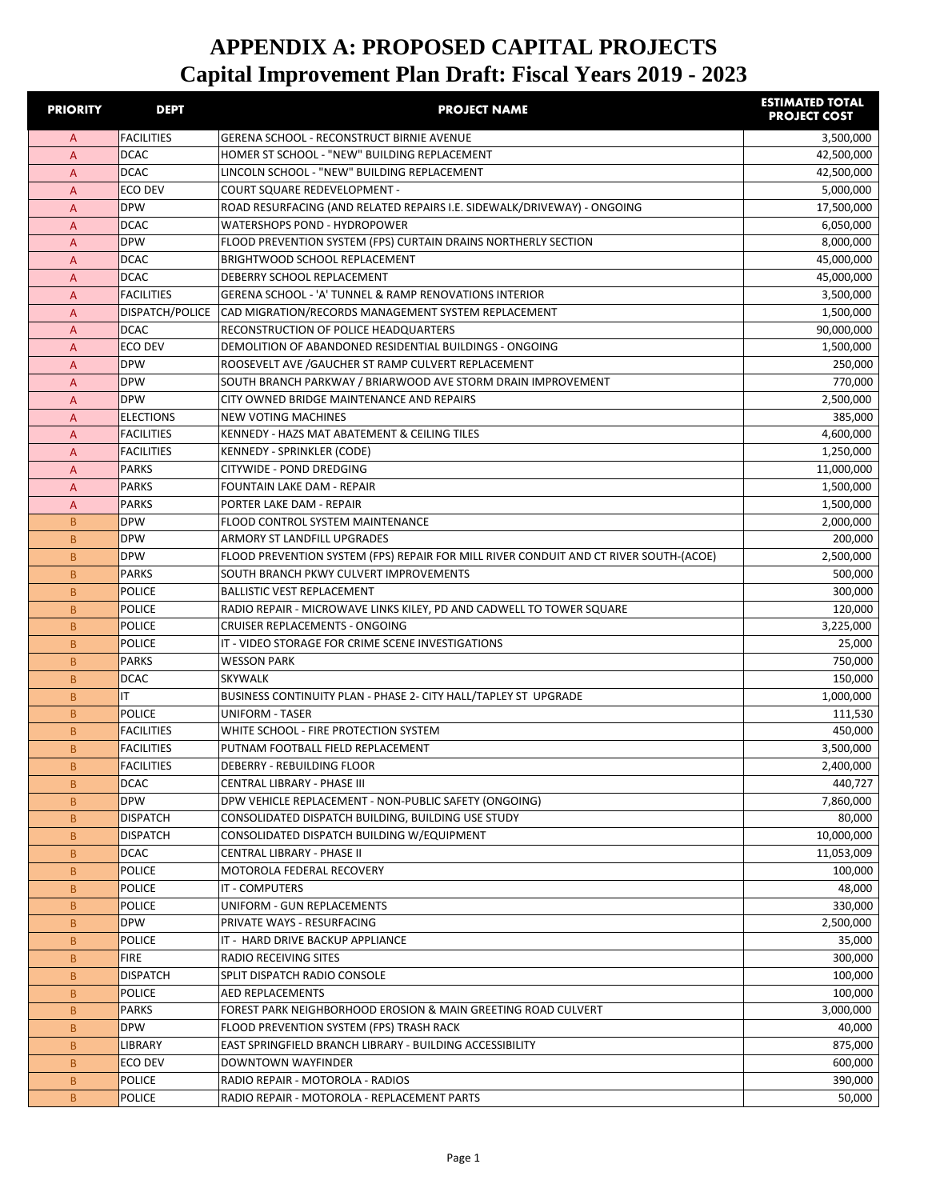# APPENDIX A: PROPOSED CAPITAL PROJECTS
# Capital Improvement Plan Draft: Fiscal Years 2019 - 2023

| PRIORITY | DEPT | PROJECT NAME | ESTIMATED TOTAL PROJECT COST |
|---|---|---|---|
| A | FACILITIES | GERENA SCHOOL - RECONSTRUCT BIRNIE AVENUE | 3,500,000 |
| A | DCAC | HOMER ST SCHOOL - "NEW" BUILDING REPLACEMENT | 42,500,000 |
| A | DCAC | LINCOLN SCHOOL - "NEW" BUILDING REPLACEMENT | 42,500,000 |
| A | ECO DEV | COURT SQUARE REDEVELOPMENT - | 5,000,000 |
| A | DPW | ROAD RESURFACING (AND RELATED REPAIRS I.E. SIDEWALK/DRIVEWAY) - ONGOING | 17,500,000 |
| A | DCAC | WATERSHOPS POND - HYDROPOWER | 6,050,000 |
| A | DPW | FLOOD PREVENTION SYSTEM (FPS) CURTAIN DRAINS NORTHERLY SECTION | 8,000,000 |
| A | DCAC | BRIGHTWOOD SCHOOL REPLACEMENT | 45,000,000 |
| A | DCAC | DEBERRY SCHOOL REPLACEMENT | 45,000,000 |
| A | FACILITIES | GERENA SCHOOL - 'A' TUNNEL & RAMP RENOVATIONS INTERIOR | 3,500,000 |
| A | DISPATCH/POLICE | CAD MIGRATION/RECORDS MANAGEMENT SYSTEM REPLACEMENT | 1,500,000 |
| A | DCAC | RECONSTRUCTION OF POLICE HEADQUARTERS | 90,000,000 |
| A | ECO DEV | DEMOLITION OF ABANDONED RESIDENTIAL BUILDINGS - ONGOING | 1,500,000 |
| A | DPW | ROOSEVELT AVE /GAUCHER ST RAMP CULVERT REPLACEMENT | 250,000 |
| A | DPW | SOUTH BRANCH PARKWAY / BRIARWOOD AVE STORM DRAIN IMPROVEMENT | 770,000 |
| A | DPW | CITY OWNED BRIDGE MAINTENANCE AND REPAIRS | 2,500,000 |
| A | ELECTIONS | NEW VOTING MACHINES | 385,000 |
| A | FACILITIES | KENNEDY - HAZS MAT ABATEMENT & CEILING TILES | 4,600,000 |
| A | FACILITIES | KENNEDY - SPRINKLER (CODE) | 1,250,000 |
| A | PARKS | CITYWIDE - POND DREDGING | 11,000,000 |
| A | PARKS | FOUNTAIN LAKE DAM - REPAIR | 1,500,000 |
| A | PARKS | PORTER LAKE DAM - REPAIR | 1,500,000 |
| B | DPW | FLOOD CONTROL SYSTEM MAINTENANCE | 2,000,000 |
| B | DPW | ARMORY ST LANDFILL UPGRADES | 200,000 |
| B | DPW | FLOOD PREVENTION SYSTEM (FPS) REPAIR FOR MILL RIVER CONDUIT AND CT RIVER SOUTH-(ACOE) | 2,500,000 |
| B | PARKS | SOUTH BRANCH PKWY CULVERT IMPROVEMENTS | 500,000 |
| B | POLICE | BALLISTIC VEST REPLACEMENT | 300,000 |
| B | POLICE | RADIO REPAIR - MICROWAVE LINKS KILEY, PD AND CADWELL TO TOWER SQUARE | 120,000 |
| B | POLICE | CRUISER REPLACEMENTS - ONGOING | 3,225,000 |
| B | POLICE | IT - VIDEO STORAGE FOR CRIME SCENE INVESTIGATIONS | 25,000 |
| B | PARKS | WESSON PARK | 750,000 |
| B | DCAC | SKYWALK | 150,000 |
| B | IT | BUSINESS CONTINUITY PLAN - PHASE 2- CITY HALL/TAPLEY ST UPGRADE | 1,000,000 |
| B | POLICE | UNIFORM - TASER | 111,530 |
| B | FACILITIES | WHITE SCHOOL - FIRE PROTECTION SYSTEM | 450,000 |
| B | FACILITIES | PUTNAM FOOTBALL FIELD REPLACEMENT | 3,500,000 |
| B | FACILITIES | DEBERRY - REBUILDING FLOOR | 2,400,000 |
| B | DCAC | CENTRAL LIBRARY - PHASE III | 440,727 |
| B | DPW | DPW VEHICLE REPLACEMENT - NON-PUBLIC SAFETY (ONGOING) | 7,860,000 |
| B | DISPATCH | CONSOLIDATED DISPATCH BUILDING, BUILDING USE STUDY | 80,000 |
| B | DISPATCH | CONSOLIDATED DISPATCH BUILDING W/EQUIPMENT | 10,000,000 |
| B | DCAC | CENTRAL LIBRARY - PHASE II | 11,053,009 |
| B | POLICE | MOTOROLA FEDERAL RECOVERY | 100,000 |
| B | POLICE | IT - COMPUTERS | 48,000 |
| B | POLICE | UNIFORM - GUN REPLACEMENTS | 330,000 |
| B | DPW | PRIVATE WAYS - RESURFACING | 2,500,000 |
| B | POLICE | IT - HARD DRIVE BACKUP APPLIANCE | 35,000 |
| B | FIRE | RADIO RECEIVING SITES | 300,000 |
| B | DISPATCH | SPLIT DISPATCH RADIO CONSOLE | 100,000 |
| B | POLICE | AED REPLACEMENTS | 100,000 |
| B | PARKS | FOREST PARK NEIGHBORHOOD EROSION & MAIN GREETING ROAD CULVERT | 3,000,000 |
| B | DPW | FLOOD PREVENTION SYSTEM (FPS) TRASH RACK | 40,000 |
| B | LIBRARY | EAST SPRINGFIELD BRANCH LIBRARY - BUILDING ACCESSIBILITY | 875,000 |
| B | ECO DEV | DOWNTOWN WAYFINDER | 600,000 |
| B | POLICE | RADIO REPAIR - MOTOROLA - RADIOS | 390,000 |
| B | POLICE | RADIO REPAIR - MOTOROLA - REPLACEMENT PARTS | 50,000 |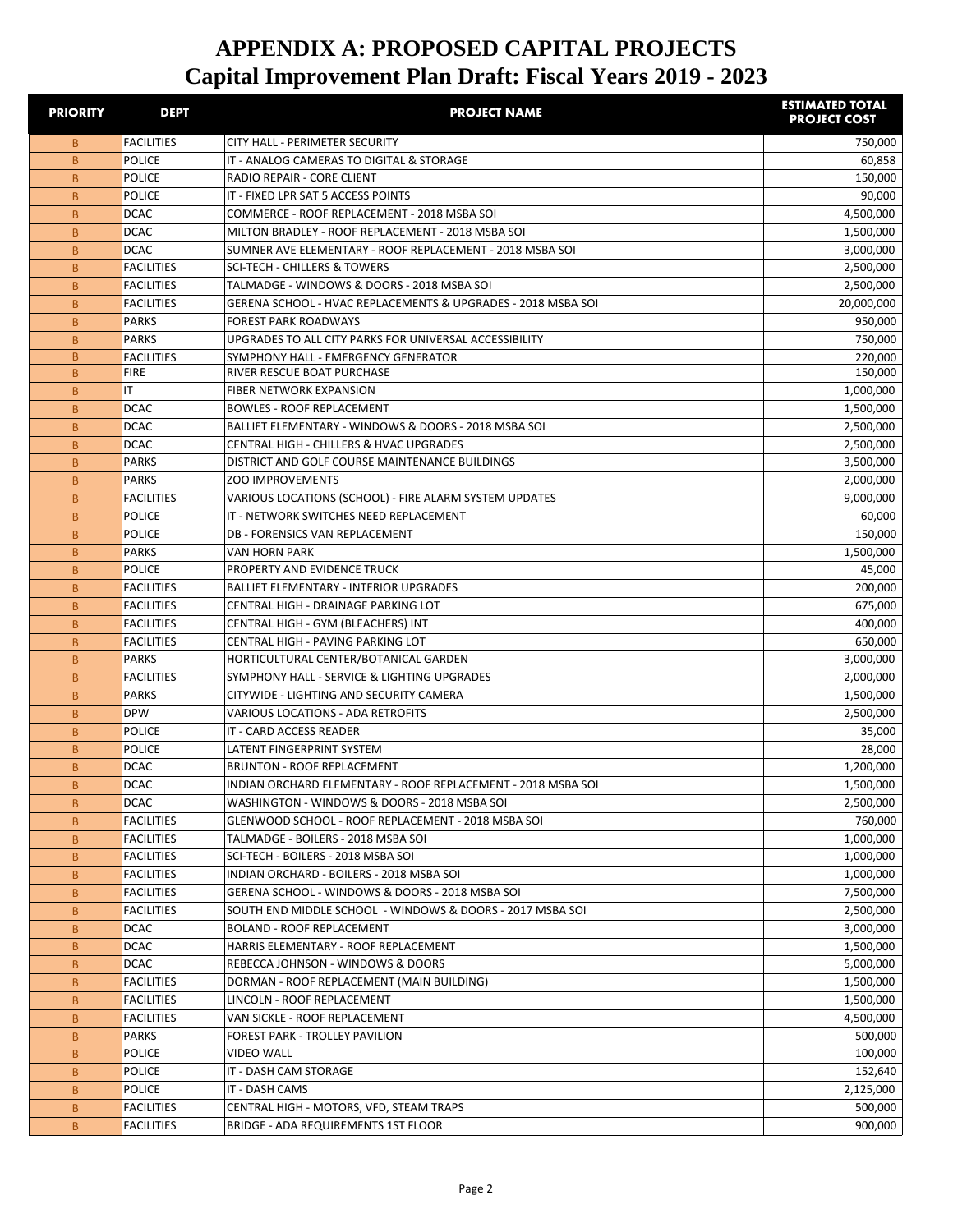# APPENDIX A: PROPOSED CAPITAL PROJECTS
## Capital Improvement Plan Draft: Fiscal Years 2019 - 2023

| PRIORITY | DEPT | PROJECT NAME | ESTIMATED TOTAL PROJECT COST |
|---|---|---|---|
| B | FACILITIES | CITY HALL - PERIMETER SECURITY | 750,000 |
| B | POLICE | IT - ANALOG CAMERAS TO DIGITAL & STORAGE | 60,858 |
| B | POLICE | RADIO REPAIR - CORE CLIENT | 150,000 |
| B | POLICE | IT - FIXED LPR SAT 5 ACCESS POINTS | 90,000 |
| B | DCAC | COMMERCE - ROOF REPLACEMENT - 2018 MSBA SOI | 4,500,000 |
| B | DCAC | MILTON BRADLEY - ROOF REPLACEMENT - 2018 MSBA SOI | 1,500,000 |
| B | DCAC | SUMNER AVE ELEMENTARY - ROOF REPLACEMENT - 2018 MSBA SOI | 3,000,000 |
| B | FACILITIES | SCI-TECH - CHILLERS & TOWERS | 2,500,000 |
| B | FACILITIES | TALMADGE - WINDOWS & DOORS - 2018 MSBA SOI | 2,500,000 |
| B | FACILITIES | GERENA SCHOOL - HVAC REPLACEMENTS & UPGRADES - 2018 MSBA SOI | 20,000,000 |
| B | PARKS | FOREST PARK ROADWAYS | 950,000 |
| B | PARKS | UPGRADES TO ALL CITY PARKS FOR UNIVERSAL ACCESSIBILITY | 750,000 |
| B | FACILITIES | SYMPHONY HALL - EMERGENCY GENERATOR | 220,000 |
| B | FIRE | RIVER RESCUE BOAT PURCHASE | 150,000 |
| B | IT | FIBER NETWORK EXPANSION | 1,000,000 |
| B | DCAC | BOWLES - ROOF REPLACEMENT | 1,500,000 |
| B | DCAC | BALLIET ELEMENTARY - WINDOWS & DOORS - 2018 MSBA SOI | 2,500,000 |
| B | DCAC | CENTRAL HIGH - CHILLERS & HVAC UPGRADES | 2,500,000 |
| B | PARKS | DISTRICT AND GOLF COURSE MAINTENANCE BUILDINGS | 3,500,000 |
| B | PARKS | ZOO IMPROVEMENTS | 2,000,000 |
| B | FACILITIES | VARIOUS LOCATIONS (SCHOOL) - FIRE ALARM SYSTEM UPDATES | 9,000,000 |
| B | POLICE | IT - NETWORK SWITCHES NEED REPLACEMENT | 60,000 |
| B | POLICE | DB - FORENSICS VAN REPLACEMENT | 150,000 |
| B | PARKS | VAN HORN PARK | 1,500,000 |
| B | POLICE | PROPERTY AND EVIDENCE TRUCK | 45,000 |
| B | FACILITIES | BALLIET ELEMENTARY - INTERIOR UPGRADES | 200,000 |
| B | FACILITIES | CENTRAL HIGH - DRAINAGE PARKING LOT | 675,000 |
| B | FACILITIES | CENTRAL HIGH - GYM (BLEACHERS) INT | 400,000 |
| B | FACILITIES | CENTRAL HIGH - PAVING PARKING LOT | 650,000 |
| B | PARKS | HORTICULTURAL CENTER/BOTANICAL GARDEN | 3,000,000 |
| B | FACILITIES | SYMPHONY HALL - SERVICE & LIGHTING UPGRADES | 2,000,000 |
| B | PARKS | CITYWIDE - LIGHTING AND SECURITY CAMERA | 1,500,000 |
| B | DPW | VARIOUS LOCATIONS - ADA RETROFITS | 2,500,000 |
| B | POLICE | IT - CARD ACCESS READER | 35,000 |
| B | POLICE | LATENT FINGERPRINT SYSTEM | 28,000 |
| B | DCAC | BRUNTON - ROOF REPLACEMENT | 1,200,000 |
| B | DCAC | INDIAN ORCHARD ELEMENTARY - ROOF REPLACEMENT - 2018 MSBA SOI | 1,500,000 |
| B | DCAC | WASHINGTON - WINDOWS & DOORS - 2018 MSBA SOI | 2,500,000 |
| B | FACILITIES | GLENWOOD SCHOOL - ROOF REPLACEMENT - 2018 MSBA SOI | 760,000 |
| B | FACILITIES | TALMADGE - BOILERS - 2018 MSBA SOI | 1,000,000 |
| B | FACILITIES | SCI-TECH - BOILERS - 2018 MSBA SOI | 1,000,000 |
| B | FACILITIES | INDIAN ORCHARD - BOILERS - 2018 MSBA SOI | 1,000,000 |
| B | FACILITIES | GERENA SCHOOL - WINDOWS & DOORS - 2018 MSBA SOI | 7,500,000 |
| B | FACILITIES | SOUTH END MIDDLE SCHOOL - WINDOWS & DOORS - 2017 MSBA SOI | 2,500,000 |
| B | DCAC | BOLAND - ROOF REPLACEMENT | 3,000,000 |
| B | DCAC | HARRIS ELEMENTARY - ROOF REPLACEMENT | 1,500,000 |
| B | DCAC | REBECCA JOHNSON - WINDOWS & DOORS | 5,000,000 |
| B | FACILITIES | DORMAN - ROOF REPLACEMENT (MAIN BUILDING) | 1,500,000 |
| B | FACILITIES | LINCOLN - ROOF REPLACEMENT | 1,500,000 |
| B | FACILITIES | VAN SICKLE - ROOF REPLACEMENT | 4,500,000 |
| B | PARKS | FOREST PARK - TROLLEY PAVILION | 500,000 |
| B | POLICE | VIDEO WALL | 100,000 |
| B | POLICE | IT - DASH CAM STORAGE | 152,640 |
| B | POLICE | IT - DASH CAMS | 2,125,000 |
| B | FACILITIES | CENTRAL HIGH - MOTORS, VFD, STEAM TRAPS | 500,000 |
| B | FACILITIES | BRIDGE - ADA REQUIREMENTS 1ST FLOOR | 900,000 |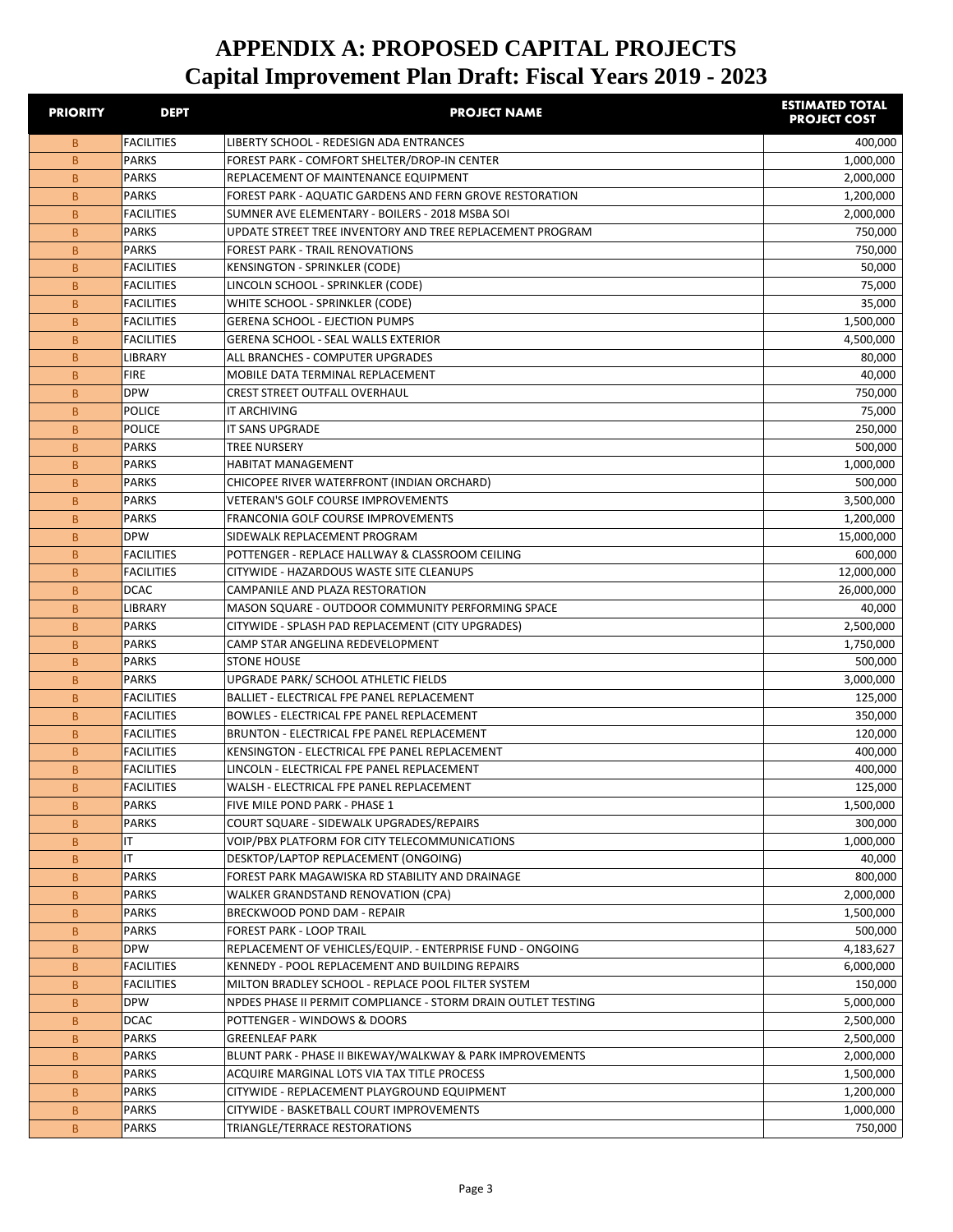# APPENDIX A: PROPOSED CAPITAL PROJECTS
## Capital Improvement Plan Draft: Fiscal Years 2019 - 2023

| PRIORITY | DEPT | PROJECT NAME | ESTIMATED TOTAL PROJECT COST |
|---|---|---|---|
| B | FACILITIES | LIBERTY SCHOOL - REDESIGN ADA ENTRANCES | 400,000 |
| B | PARKS | FOREST PARK - COMFORT SHELTER/DROP-IN CENTER | 1,000,000 |
| B | PARKS | REPLACEMENT OF MAINTENANCE EQUIPMENT | 2,000,000 |
| B | PARKS | FOREST PARK - AQUATIC GARDENS AND FERN GROVE RESTORATION | 1,200,000 |
| B | FACILITIES | SUMNER AVE ELEMENTARY - BOILERS - 2018 MSBA SOI | 2,000,000 |
| B | PARKS | UPDATE STREET TREE INVENTORY AND TREE REPLACEMENT PROGRAM | 750,000 |
| B | PARKS | FOREST PARK - TRAIL RENOVATIONS | 750,000 |
| B | FACILITIES | KENSINGTON - SPRINKLER (CODE) | 50,000 |
| B | FACILITIES | LINCOLN SCHOOL - SPRINKLER (CODE) | 75,000 |
| B | FACILITIES | WHITE SCHOOL - SPRINKLER (CODE) | 35,000 |
| B | FACILITIES | GERENA SCHOOL - EJECTION PUMPS | 1,500,000 |
| B | FACILITIES | GERENA SCHOOL - SEAL WALLS EXTERIOR | 4,500,000 |
| B | LIBRARY | ALL BRANCHES - COMPUTER UPGRADES | 80,000 |
| B | FIRE | MOBILE DATA TERMINAL REPLACEMENT | 40,000 |
| B | DPW | CREST STREET OUTFALL OVERHAUL | 750,000 |
| B | POLICE | IT ARCHIVING | 75,000 |
| B | POLICE | IT SANS UPGRADE | 250,000 |
| B | PARKS | TREE NURSERY | 500,000 |
| B | PARKS | HABITAT MANAGEMENT | 1,000,000 |
| B | PARKS | CHICOPEE RIVER WATERFRONT (INDIAN ORCHARD) | 500,000 |
| B | PARKS | VETERAN'S GOLF COURSE IMPROVEMENTS | 3,500,000 |
| B | PARKS | FRANCONIA GOLF COURSE IMPROVEMENTS | 1,200,000 |
| B | DPW | SIDEWALK REPLACEMENT PROGRAM | 15,000,000 |
| B | FACILITIES | POTTENGER - REPLACE HALLWAY & CLASSROOM CEILING | 600,000 |
| B | FACILITIES | CITYWIDE - HAZARDOUS WASTE SITE CLEANUPS | 12,000,000 |
| B | DCAC | CAMPANILE AND PLAZA RESTORATION | 26,000,000 |
| B | LIBRARY | MASON SQUARE - OUTDOOR COMMUNITY PERFORMING SPACE | 40,000 |
| B | PARKS | CITYWIDE - SPLASH PAD REPLACEMENT (CITY UPGRADES) | 2,500,000 |
| B | PARKS | CAMP STAR ANGELINA REDEVELOPMENT | 1,750,000 |
| B | PARKS | STONE HOUSE | 500,000 |
| B | PARKS | UPGRADE PARK/ SCHOOL ATHLETIC FIELDS | 3,000,000 |
| B | FACILITIES | BALLIET - ELECTRICAL FPE PANEL REPLACEMENT | 125,000 |
| B | FACILITIES | BOWLES - ELECTRICAL FPE PANEL REPLACEMENT | 350,000 |
| B | FACILITIES | BRUNTON - ELECTRICAL FPE PANEL REPLACEMENT | 120,000 |
| B | FACILITIES | KENSINGTON - ELECTRICAL FPE PANEL REPLACEMENT | 400,000 |
| B | FACILITIES | LINCOLN - ELECTRICAL FPE PANEL REPLACEMENT | 400,000 |
| B | FACILITIES | WALSH - ELECTRICAL FPE PANEL REPLACEMENT | 125,000 |
| B | PARKS | FIVE MILE POND PARK - PHASE 1 | 1,500,000 |
| B | PARKS | COURT SQUARE - SIDEWALK UPGRADES/REPAIRS | 300,000 |
| B | IT | VOIP/PBX PLATFORM FOR CITY TELECOMMUNICATIONS | 1,000,000 |
| B | IT | DESKTOP/LAPTOP REPLACEMENT (ONGOING) | 40,000 |
| B | PARKS | FOREST PARK MAGAWISKA RD STABILITY AND DRAINAGE | 800,000 |
| B | PARKS | WALKER GRANDSTAND RENOVATION (CPA) | 2,000,000 |
| B | PARKS | BRECKWOOD POND DAM - REPAIR | 1,500,000 |
| B | PARKS | FOREST PARK - LOOP TRAIL | 500,000 |
| B | DPW | REPLACEMENT OF VEHICLES/EQUIP. - ENTERPRISE FUND - ONGOING | 4,183,627 |
| B | FACILITIES | KENNEDY - POOL REPLACEMENT AND BUILDING REPAIRS | 6,000,000 |
| B | FACILITIES | MILTON BRADLEY SCHOOL - REPLACE POOL FILTER SYSTEM | 150,000 |
| B | DPW | NPDES PHASE II PERMIT COMPLIANCE - STORM DRAIN OUTLET TESTING | 5,000,000 |
| B | DCAC | POTTENGER - WINDOWS & DOORS | 2,500,000 |
| B | PARKS | GREENLEAF PARK | 2,500,000 |
| B | PARKS | BLUNT PARK - PHASE II BIKEWAY/WALKWAY & PARK IMPROVEMENTS | 2,000,000 |
| B | PARKS | ACQUIRE MARGINAL LOTS VIA TAX TITLE PROCESS | 1,500,000 |
| B | PARKS | CITYWIDE - REPLACEMENT PLAYGROUND EQUIPMENT | 1,200,000 |
| B | PARKS | CITYWIDE - BASKETBALL COURT IMPROVEMENTS | 1,000,000 |
| B | PARKS | TRIANGLE/TERRACE RESTORATIONS | 750,000 |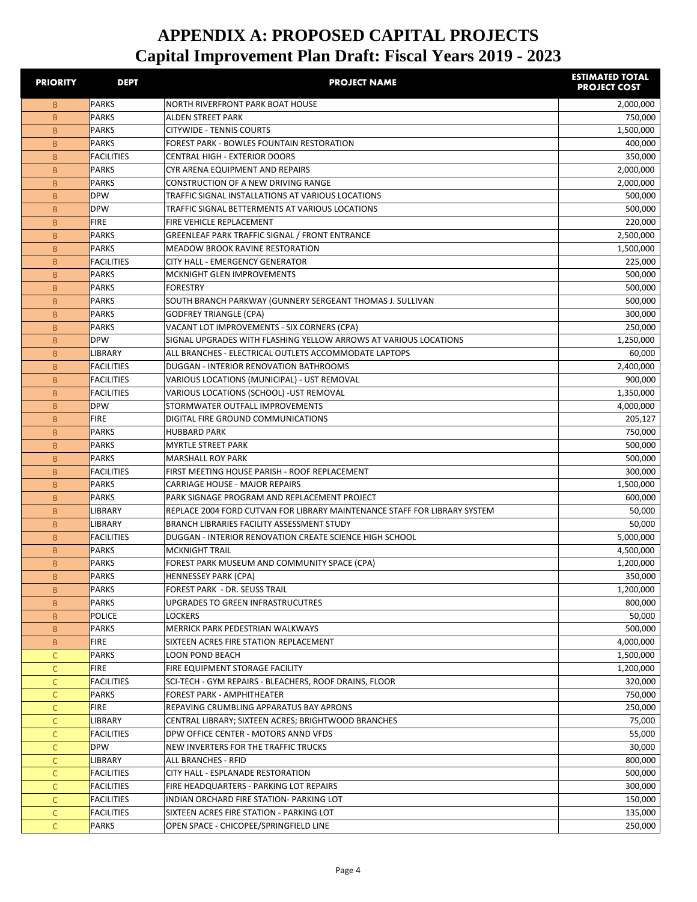# APPENDIX A: PROPOSED CAPITAL PROJECTS
## Capital Improvement Plan Draft: Fiscal Years 2019 - 2023

| PRIORITY | DEPT | PROJECT NAME | ESTIMATED TOTAL PROJECT COST |
|---|---|---|---|
| B | PARKS | NORTH RIVERFRONT PARK BOAT HOUSE | 2,000,000 |
| B | PARKS | ALDEN STREET PARK | 750,000 |
| B | PARKS | CITYWIDE - TENNIS COURTS | 1,500,000 |
| B | PARKS | FOREST PARK - BOWLES FOUNTAIN RESTORATION | 400,000 |
| B | FACILITIES | CENTRAL HIGH - EXTERIOR DOORS | 350,000 |
| B | PARKS | CYR ARENA EQUIPMENT AND REPAIRS | 2,000,000 |
| B | PARKS | CONSTRUCTION OF A NEW DRIVING RANGE | 2,000,000 |
| B | DPW | TRAFFIC SIGNAL INSTALLATIONS AT VARIOUS LOCATIONS | 500,000 |
| B | DPW | TRAFFIC SIGNAL BETTERMENTS AT VARIOUS LOCATIONS | 500,000 |
| B | FIRE | FIRE VEHICLE REPLACEMENT | 220,000 |
| B | PARKS | GREENLEAF PARK TRAFFIC SIGNAL / FRONT ENTRANCE | 2,500,000 |
| B | PARKS | MEADOW BROOK RAVINE RESTORATION | 1,500,000 |
| B | FACILITIES | CITY HALL - EMERGENCY GENERATOR | 225,000 |
| B | PARKS | MCKNIGHT GLEN IMPROVEMENTS | 500,000 |
| B | PARKS | FORESTRY | 500,000 |
| B | PARKS | SOUTH BRANCH PARKWAY (GUNNERY SERGEANT THOMAS J. SULLIVAN | 500,000 |
| B | PARKS | GODFREY TRIANGLE (CPA) | 300,000 |
| B | PARKS | VACANT LOT IMPROVEMENTS - SIX CORNERS (CPA) | 250,000 |
| B | DPW | SIGNAL UPGRADES WITH FLASHING YELLOW ARROWS AT VARIOUS LOCATIONS | 1,250,000 |
| B | LIBRARY | ALL BRANCHES - ELECTRICAL OUTLETS ACCOMMODATE LAPTOPS | 60,000 |
| B | FACILITIES | DUGGAN - INTERIOR RENOVATION BATHROOMS | 2,400,000 |
| B | FACILITIES | VARIOUS LOCATIONS (MUNICIPAL) - UST REMOVAL | 900,000 |
| B | FACILITIES | VARIOUS LOCATIONS (SCHOOL) -UST REMOVAL | 1,350,000 |
| B | DPW | STORMWATER OUTFALL IMPROVEMENTS | 4,000,000 |
| B | FIRE | DIGITAL FIRE GROUND COMMUNICATIONS | 205,127 |
| B | PARKS | HUBBARD PARK | 750,000 |
| B | PARKS | MYRTLE STREET PARK | 500,000 |
| B | PARKS | MARSHALL ROY PARK | 500,000 |
| B | FACILITIES | FIRST MEETING HOUSE PARISH - ROOF REPLACEMENT | 300,000 |
| B | PARKS | CARRIAGE HOUSE - MAJOR REPAIRS | 1,500,000 |
| B | PARKS | PARK SIGNAGE PROGRAM AND REPLACEMENT PROJECT | 600,000 |
| B | LIBRARY | REPLACE 2004 FORD CUTVAN FOR LIBRARY MAINTENANCE STAFF FOR LIBRARY SYSTEM | 50,000 |
| B | LIBRARY | BRANCH LIBRARIES FACILITY ASSESSMENT STUDY | 50,000 |
| B | FACILITIES | DUGGAN - INTERIOR RENOVATION CREATE SCIENCE HIGH SCHOOL | 5,000,000 |
| B | PARKS | MCKNIGHT TRAIL | 4,500,000 |
| B | PARKS | FOREST PARK MUSEUM AND COMMUNITY SPACE (CPA) | 1,200,000 |
| B | PARKS | HENNESSEY PARK (CPA) | 350,000 |
| B | PARKS | FOREST PARK - DR. SEUSS TRAIL | 1,200,000 |
| B | PARKS | UPGRADES TO GREEN INFRASTRUCUTRES | 800,000 |
| B | POLICE | LOCKERS | 50,000 |
| B | PARKS | MERRICK PARK PEDESTRIAN WALKWAYS | 500,000 |
| B | FIRE | SIXTEEN ACRES FIRE STATION REPLACEMENT | 4,000,000 |
| C | PARKS | LOON POND BEACH | 1,500,000 |
| C | FIRE | FIRE EQUIPMENT STORAGE FACILITY | 1,200,000 |
| C | FACILITIES | SCI-TECH - GYM REPAIRS - BLEACHERS, ROOF DRAINS, FLOOR | 320,000 |
| C | PARKS | FOREST PARK - AMPHITHEATER | 750,000 |
| C | FIRE | REPAVING CRUMBLING APPARATUS BAY APRONS | 250,000 |
| C | LIBRARY | CENTRAL LIBRARY; SIXTEEN ACRES; BRIGHTWOOD BRANCHES | 75,000 |
| C | FACILITIES | DPW OFFICE CENTER - MOTORS ANND VFDS | 55,000 |
| C | DPW | NEW INVERTERS FOR THE TRAFFIC TRUCKS | 30,000 |
| C | LIBRARY | ALL BRANCHES - RFID | 800,000 |
| C | FACILITIES | CITY HALL - ESPLANADE RESTORATION | 500,000 |
| C | FACILITIES | FIRE HEADQUARTERS - PARKING LOT REPAIRS | 300,000 |
| C | FACILITIES | INDIAN ORCHARD FIRE STATION- PARKING LOT | 150,000 |
| C | FACILITIES | SIXTEEN ACRES FIRE STATION - PARKING LOT | 135,000 |
| C | PARKS | OPEN SPACE - CHICOPEE/SPRINGFIELD LINE | 250,000 |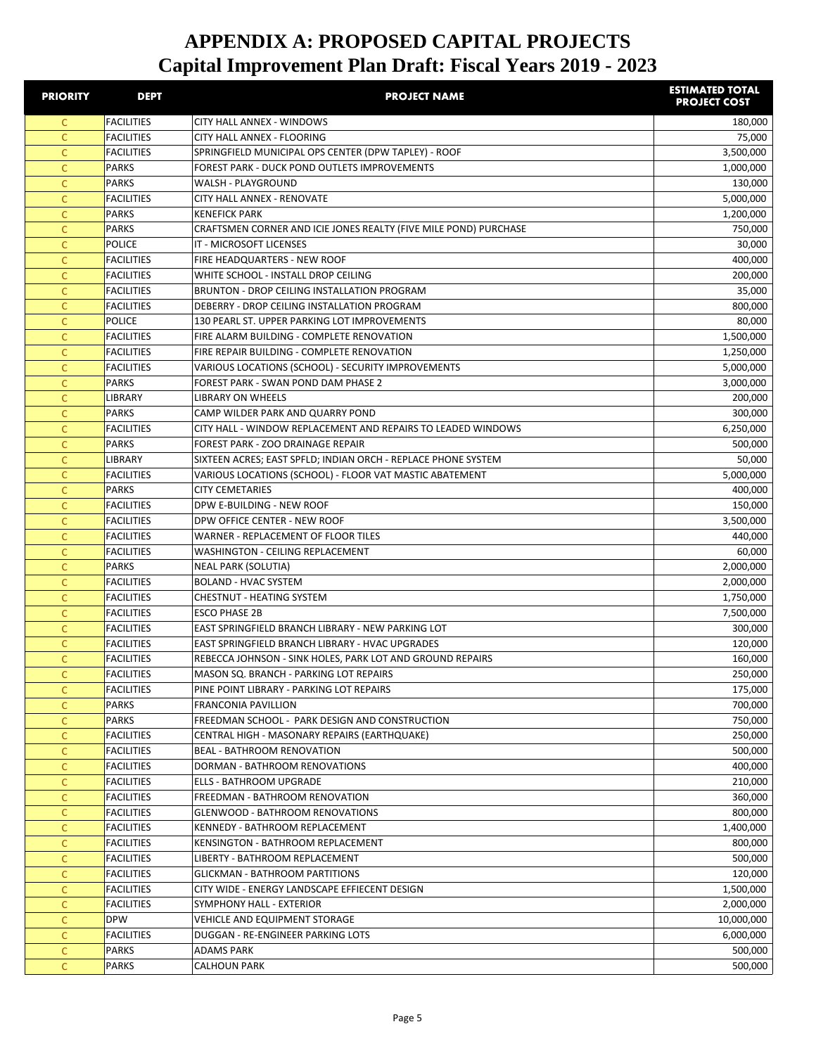# APPENDIX A: PROPOSED CAPITAL PROJECTS
## Capital Improvement Plan Draft: Fiscal Years 2019 - 2023

| PRIORITY | DEPT | PROJECT NAME | ESTIMATED TOTAL PROJECT COST |
|---|---|---|---|
| C | FACILITIES | CITY HALL ANNEX - WINDOWS | 180,000 |
| C | FACILITIES | CITY HALL ANNEX - FLOORING | 75,000 |
| C | FACILITIES | SPRINGFIELD MUNICIPAL OPS CENTER (DPW TAPLEY) - ROOF | 3,500,000 |
| C | PARKS | FOREST PARK - DUCK POND OUTLETS IMPROVEMENTS | 1,000,000 |
| C | PARKS | WALSH - PLAYGROUND | 130,000 |
| C | FACILITIES | CITY HALL ANNEX - RENOVATE | 5,000,000 |
| C | PARKS | KENEFICK PARK | 1,200,000 |
| C | PARKS | CRAFTSMEN CORNER AND ICIE JONES REALTY (FIVE MILE POND) PURCHASE | 750,000 |
| C | POLICE | IT - MICROSOFT LICENSES | 30,000 |
| C | FACILITIES | FIRE HEADQUARTERS - NEW ROOF | 400,000 |
| C | FACILITIES | WHITE SCHOOL - INSTALL DROP CEILING | 200,000 |
| C | FACILITIES | BRUNTON - DROP CEILING INSTALLATION PROGRAM | 35,000 |
| C | FACILITIES | DEBERRY - DROP CEILING INSTALLATION PROGRAM | 800,000 |
| C | POLICE | 130 PEARL ST. UPPER PARKING LOT IMPROVEMENTS | 80,000 |
| C | FACILITIES | FIRE ALARM BUILDING - COMPLETE RENOVATION | 1,500,000 |
| C | FACILITIES | FIRE REPAIR BUILDING - COMPLETE RENOVATION | 1,250,000 |
| C | FACILITIES | VARIOUS LOCATIONS (SCHOOL) - SECURITY IMPROVEMENTS | 5,000,000 |
| C | PARKS | FOREST PARK - SWAN POND DAM PHASE 2 | 3,000,000 |
| C | LIBRARY | LIBRARY ON WHEELS | 200,000 |
| C | PARKS | CAMP WILDER PARK AND QUARRY POND | 300,000 |
| C | FACILITIES | CITY HALL - WINDOW REPLACEMENT AND REPAIRS TO LEADED WINDOWS | 6,250,000 |
| C | PARKS | FOREST PARK - ZOO DRAINAGE REPAIR | 500,000 |
| C | LIBRARY | SIXTEEN ACRES; EAST SPFLD; INDIAN ORCH - REPLACE PHONE SYSTEM | 50,000 |
| C | FACILITIES | VARIOUS LOCATIONS (SCHOOL) - FLOOR VAT MASTIC ABATEMENT | 5,000,000 |
| C | PARKS | CITY CEMETARIES | 400,000 |
| C | FACILITIES | DPW E-BUILDING - NEW ROOF | 150,000 |
| C | FACILITIES | DPW OFFICE CENTER - NEW ROOF | 3,500,000 |
| C | FACILITIES | WARNER - REPLACEMENT OF FLOOR TILES | 440,000 |
| C | FACILITIES | WASHINGTON - CEILING REPLACEMENT | 60,000 |
| C | PARKS | NEAL PARK (SOLUTIA) | 2,000,000 |
| C | FACILITIES | BOLAND - HVAC SYSTEM | 2,000,000 |
| C | FACILITIES | CHESTNUT - HEATING SYSTEM | 1,750,000 |
| C | FACILITIES | ESCO PHASE 2B | 7,500,000 |
| C | FACILITIES | EAST SPRINGFIELD BRANCH LIBRARY - NEW PARKING LOT | 300,000 |
| C | FACILITIES | EAST SPRINGFIELD BRANCH LIBRARY - HVAC UPGRADES | 120,000 |
| C | FACILITIES | REBECCA JOHNSON - SINK HOLES, PARK LOT AND GROUND REPAIRS | 160,000 |
| C | FACILITIES | MASON SQ. BRANCH - PARKING LOT REPAIRS | 250,000 |
| C | FACILITIES | PINE POINT LIBRARY - PARKING LOT REPAIRS | 175,000 |
| C | PARKS | FRANCONIA PAVILLION | 700,000 |
| C | PARKS | FREEDMAN SCHOOL - PARK DESIGN AND CONSTRUCTION | 750,000 |
| C | FACILITIES | CENTRAL HIGH - MASONARY REPAIRS (EARTHQUAKE) | 250,000 |
| C | FACILITIES | BEAL - BATHROOM RENOVATION | 500,000 |
| C | FACILITIES | DORMAN - BATHROOM RENOVATIONS | 400,000 |
| C | FACILITIES | ELLS - BATHROOM UPGRADE | 210,000 |
| C | FACILITIES | FREEDMAN - BATHROOM RENOVATION | 360,000 |
| C | FACILITIES | GLENWOOD - BATHROOM RENOVATIONS | 800,000 |
| C | FACILITIES | KENNEDY - BATHROOM REPLACEMENT | 1,400,000 |
| C | FACILITIES | KENSINGTON - BATHROOM REPLACEMENT | 800,000 |
| C | FACILITIES | LIBERTY - BATHROOM REPLACEMENT | 500,000 |
| C | FACILITIES | GLICKMAN - BATHROOM PARTITIONS | 120,000 |
| C | FACILITIES | CITY WIDE - ENERGY LANDSCAPE EFFIECENT DESIGN | 1,500,000 |
| C | FACILITIES | SYMPHONY HALL - EXTERIOR | 2,000,000 |
| C | DPW | VEHICLE AND EQUIPMENT STORAGE | 10,000,000 |
| C | FACILITIES | DUGGAN - RE-ENGINEER PARKING LOTS | 6,000,000 |
| C | PARKS | ADAMS PARK | 500,000 |
| C | PARKS | CALHOUN PARK | 500,000 |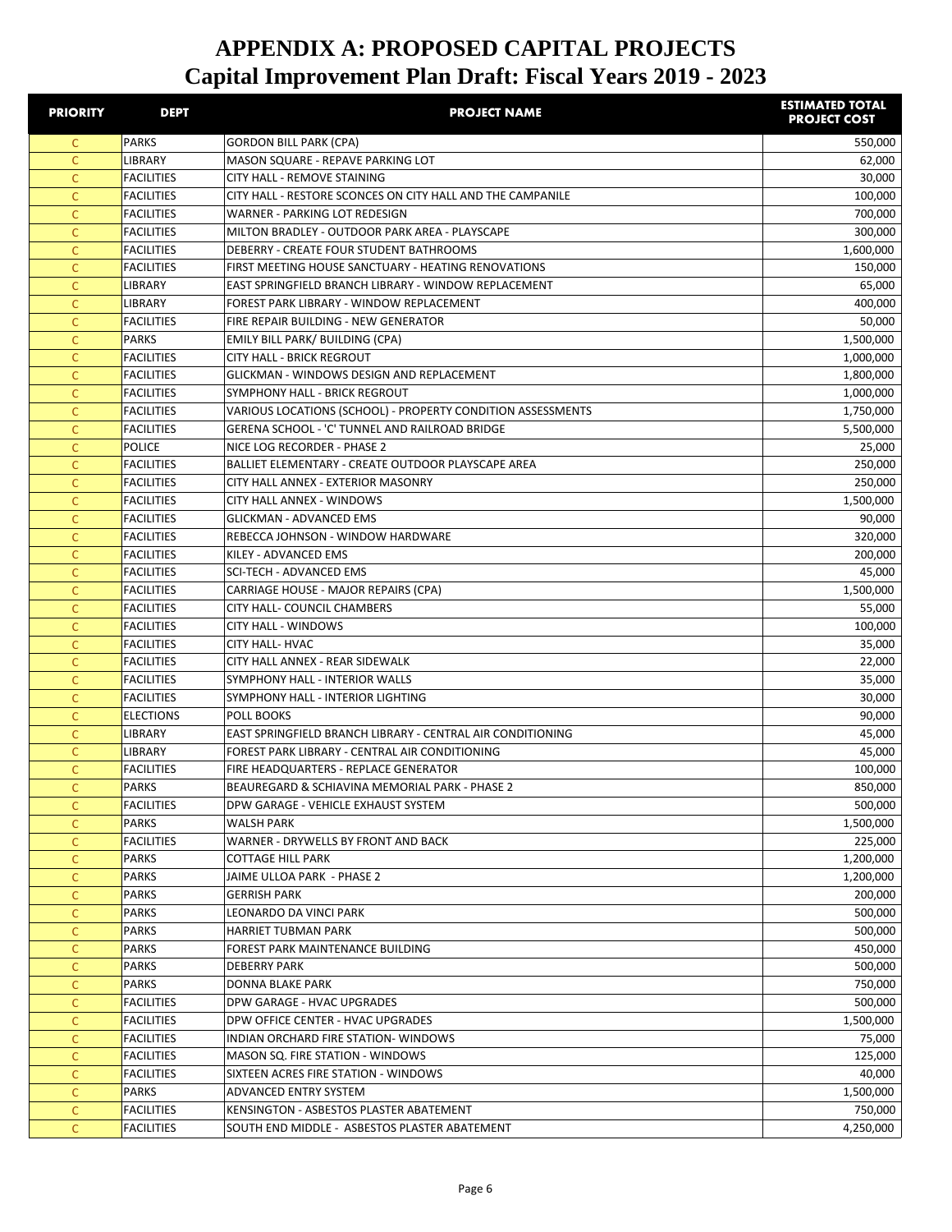# APPENDIX A: PROPOSED CAPITAL PROJECTS
## Capital Improvement Plan Draft: Fiscal Years 2019 - 2023

| PRIORITY | DEPT | PROJECT NAME | ESTIMATED TOTAL PROJECT COST |
|---|---|---|---|
| C | PARKS | GORDON BILL PARK (CPA) | 550,000 |
| C | LIBRARY | MASON SQUARE - REPAVE PARKING LOT | 62,000 |
| C | FACILITIES | CITY HALL - REMOVE STAINING | 30,000 |
| C | FACILITIES | CITY HALL - RESTORE SCONCES ON CITY HALL AND THE CAMPANILE | 100,000 |
| C | FACILITIES | WARNER - PARKING LOT REDESIGN | 700,000 |
| C | FACILITIES | MILTON BRADLEY - OUTDOOR PARK AREA - PLAYSCAPE | 300,000 |
| C | FACILITIES | DEBERRY - CREATE FOUR STUDENT BATHROOMS | 1,600,000 |
| C | FACILITIES | FIRST MEETING HOUSE SANCTUARY - HEATING RENOVATIONS | 150,000 |
| C | LIBRARY | EAST SPRINGFIELD BRANCH LIBRARY - WINDOW REPLACEMENT | 65,000 |
| C | LIBRARY | FOREST PARK LIBRARY - WINDOW REPLACEMENT | 400,000 |
| C | FACILITIES | FIRE REPAIR BUILDING - NEW GENERATOR | 50,000 |
| C | PARKS | EMILY BILL PARK/ BUILDING (CPA) | 1,500,000 |
| C | FACILITIES | CITY HALL - BRICK REGROUT | 1,000,000 |
| C | FACILITIES | GLICKMAN - WINDOWS DESIGN AND REPLACEMENT | 1,800,000 |
| C | FACILITIES | SYMPHONY HALL - BRICK REGROUT | 1,000,000 |
| C | FACILITIES | VARIOUS LOCATIONS (SCHOOL) - PROPERTY CONDITION ASSESSMENTS | 1,750,000 |
| C | FACILITIES | GERENA SCHOOL - 'C' TUNNEL AND RAILROAD BRIDGE | 5,500,000 |
| C | POLICE | NICE LOG RECORDER - PHASE 2 | 25,000 |
| C | FACILITIES | BALLIET ELEMENTARY - CREATE OUTDOOR PLAYSCAPE AREA | 250,000 |
| C | FACILITIES | CITY HALL ANNEX - EXTERIOR MASONRY | 250,000 |
| C | FACILITIES | CITY HALL ANNEX - WINDOWS | 1,500,000 |
| C | FACILITIES | GLICKMAN - ADVANCED EMS | 90,000 |
| C | FACILITIES | REBECCA JOHNSON - WINDOW HARDWARE | 320,000 |
| C | FACILITIES | KILEY - ADVANCED EMS | 200,000 |
| C | FACILITIES | SCI-TECH - ADVANCED EMS | 45,000 |
| C | FACILITIES | CARRIAGE HOUSE - MAJOR REPAIRS (CPA) | 1,500,000 |
| C | FACILITIES | CITY HALL- COUNCIL CHAMBERS | 55,000 |
| C | FACILITIES | CITY HALL - WINDOWS | 100,000 |
| C | FACILITIES | CITY HALL- HVAC | 35,000 |
| C | FACILITIES | CITY HALL ANNEX - REAR SIDEWALK | 22,000 |
| C | FACILITIES | SYMPHONY HALL - INTERIOR WALLS | 35,000 |
| C | FACILITIES | SYMPHONY HALL - INTERIOR LIGHTING | 30,000 |
| C | ELECTIONS | POLL BOOKS | 90,000 |
| C | LIBRARY | EAST SPRINGFIELD BRANCH LIBRARY - CENTRAL AIR CONDITIONING | 45,000 |
| C | LIBRARY | FOREST PARK LIBRARY - CENTRAL AIR CONDITIONING | 45,000 |
| C | FACILITIES | FIRE HEADQUARTERS - REPLACE GENERATOR | 100,000 |
| C | PARKS | BEAUREGARD & SCHIAVINA MEMORIAL PARK - PHASE 2 | 850,000 |
| C | FACILITIES | DPW GARAGE - VEHICLE EXHAUST SYSTEM | 500,000 |
| C | PARKS | WALSH PARK | 1,500,000 |
| C | FACILITIES | WARNER - DRYWELLS BY FRONT AND BACK | 225,000 |
| C | PARKS | COTTAGE HILL PARK | 1,200,000 |
| C | PARKS | JAIME ULLOA PARK - PHASE 2 | 1,200,000 |
| C | PARKS | GERRISH PARK | 200,000 |
| C | PARKS | LEONARDO DA VINCI PARK | 500,000 |
| C | PARKS | HARRIET TUBMAN PARK | 500,000 |
| C | PARKS | FOREST PARK MAINTENANCE BUILDING | 450,000 |
| C | PARKS | DEBERRY PARK | 500,000 |
| C | PARKS | DONNA BLAKE PARK | 750,000 |
| C | FACILITIES | DPW GARAGE - HVAC UPGRADES | 500,000 |
| C | FACILITIES | DPW OFFICE CENTER - HVAC UPGRADES | 1,500,000 |
| C | FACILITIES | INDIAN ORCHARD FIRE STATION- WINDOWS | 75,000 |
| C | FACILITIES | MASON SQ. FIRE STATION - WINDOWS | 125,000 |
| C | FACILITIES | SIXTEEN ACRES FIRE STATION - WINDOWS | 40,000 |
| C | PARKS | ADVANCED ENTRY SYSTEM | 1,500,000 |
| C | FACILITIES | KENSINGTON - ASBESTOS PLASTER ABATEMENT | 750,000 |
| C | FACILITIES | SOUTH END MIDDLE - ASBESTOS PLASTER ABATEMENT | 4,250,000 |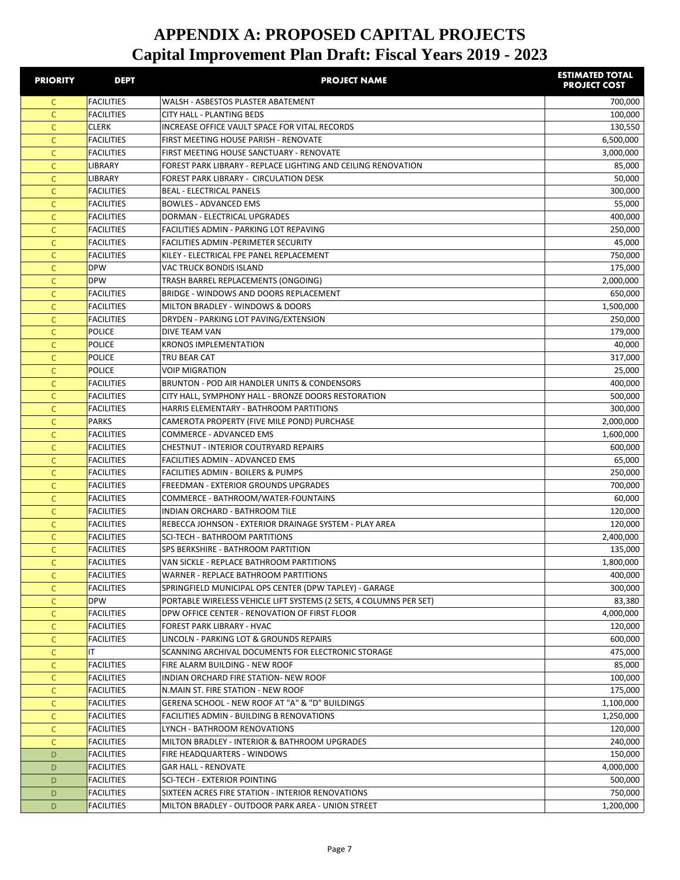# APPENDIX A: PROPOSED CAPITAL PROJECTS
## Capital Improvement Plan Draft: Fiscal Years 2019 - 2023

| PRIORITY | DEPT | PROJECT NAME | ESTIMATED TOTAL PROJECT COST |
|---|---|---|---|
| C | FACILITIES | WALSH - ASBESTOS PLASTER ABATEMENT | 700,000 |
| C | FACILITIES | CITY HALL - PLANTING BEDS | 100,000 |
| C | CLERK | INCREASE OFFICE VAULT SPACE FOR VITAL RECORDS | 130,550 |
| C | FACILITIES | FIRST MEETING HOUSE PARISH - RENOVATE | 6,500,000 |
| C | FACILITIES | FIRST MEETING HOUSE SANCTUARY - RENOVATE | 3,000,000 |
| C | LIBRARY | FOREST PARK LIBRARY - REPLACE LIGHTING AND CEILING RENOVATION | 85,000 |
| C | LIBRARY | FOREST PARK LIBRARY - CIRCULATION DESK | 50,000 |
| C | FACILITIES | BEAL - ELECTRICAL PANELS | 300,000 |
| C | FACILITIES | BOWLES - ADVANCED EMS | 55,000 |
| C | FACILITIES | DORMAN - ELECTRICAL UPGRADES | 400,000 |
| C | FACILITIES | FACILITIES ADMIN - PARKING LOT REPAVING | 250,000 |
| C | FACILITIES | FACILITIES ADMIN -PERIMETER SECURITY | 45,000 |
| C | FACILITIES | KILEY - ELECTRICAL FPE PANEL REPLACEMENT | 750,000 |
| C | DPW | VAC TRUCK BONDIS ISLAND | 175,000 |
| C | DPW | TRASH BARREL REPLACEMENTS (ONGOING) | 2,000,000 |
| C | FACILITIES | BRIDGE - WINDOWS AND DOORS REPLACEMENT | 650,000 |
| C | FACILITIES | MILTON BRADLEY - WINDOWS & DOORS | 1,500,000 |
| C | FACILITIES | DRYDEN - PARKING LOT PAVING/EXTENSION | 250,000 |
| C | POLICE | DIVE TEAM VAN | 179,000 |
| C | POLICE | KRONOS IMPLEMENTATION | 40,000 |
| C | POLICE | TRU BEAR CAT | 317,000 |
| C | POLICE | VOIP MIGRATION | 25,000 |
| C | FACILITIES | BRUNTON - POD AIR HANDLER UNITS & CONDENSORS | 400,000 |
| C | FACILITIES | CITY HALL, SYMPHONY HALL - BRONZE DOORS RESTORATION | 500,000 |
| C | FACILITIES | HARRIS ELEMENTARY - BATHROOM PARTITIONS | 300,000 |
| C | PARKS | CAMEROTA PROPERTY (FIVE MILE POND) PURCHASE | 2,000,000 |
| C | FACILITIES | COMMERCE - ADVANCED EMS | 1,600,000 |
| C | FACILITIES | CHESTNUT - INTERIOR COUTRYARD REPAIRS | 600,000 |
| C | FACILITIES | FACILITIES ADMIN - ADVANCED EMS | 65,000 |
| C | FACILITIES | FACILITIES ADMIN - BOILERS & PUMPS | 250,000 |
| C | FACILITIES | FREEDMAN - EXTERIOR GROUNDS UPGRADES | 700,000 |
| C | FACILITIES | COMMERCE - BATHROOM/WATER-FOUNTAINS | 60,000 |
| C | FACILITIES | INDIAN ORCHARD - BATHROOM TILE | 120,000 |
| C | FACILITIES | REBECCA JOHNSON - EXTERIOR DRAINAGE SYSTEM - PLAY AREA | 120,000 |
| C | FACILITIES | SCI-TECH - BATHROOM PARTITIONS | 2,400,000 |
| C | FACILITIES | SPS BERKSHIRE - BATHROOM PARTITION | 135,000 |
| C | FACILITIES | VAN SICKLE - REPLACE BATHROOM PARTITIONS | 1,800,000 |
| C | FACILITIES | WARNER - REPLACE BATHROOM PARTITIONS | 400,000 |
| C | FACILITIES | SPRINGFIELD MUNICIPAL OPS CENTER (DPW TAPLEY) - GARAGE | 300,000 |
| C | DPW | PORTABLE WIRELESS VEHICLE LIFT SYSTEMS (2 SETS, 4 COLUMNS PER SET) | 83,380 |
| C | FACILITIES | DPW OFFICE CENTER - RENOVATION OF FIRST FLOOR | 4,000,000 |
| C | FACILITIES | FOREST PARK LIBRARY - HVAC | 120,000 |
| C | FACILITIES | LINCOLN - PARKING LOT & GROUNDS REPAIRS | 600,000 |
| C | IT | SCANNING ARCHIVAL DOCUMENTS FOR ELECTRONIC STORAGE | 475,000 |
| C | FACILITIES | FIRE ALARM BUILDING - NEW ROOF | 85,000 |
| C | FACILITIES | INDIAN ORCHARD FIRE STATION- NEW ROOF | 100,000 |
| C | FACILITIES | N.MAIN ST. FIRE STATION - NEW ROOF | 175,000 |
| C | FACILITIES | GERENA SCHOOL - NEW ROOF AT "A" & "D" BUILDINGS | 1,100,000 |
| C | FACILITIES | FACILITIES ADMIN - BUILDING B RENOVATIONS | 1,250,000 |
| C | FACILITIES | LYNCH - BATHROOM RENOVATIONS | 120,000 |
| C | FACILITIES | MILTON BRADLEY - INTERIOR & BATHROOM UPGRADES | 240,000 |
| D | FACILITIES | FIRE HEADQUARTERS - WINDOWS | 150,000 |
| D | FACILITIES | GAR HALL - RENOVATE | 4,000,000 |
| D | FACILITIES | SCI-TECH - EXTERIOR POINTING | 500,000 |
| D | FACILITIES | SIXTEEN ACRES FIRE STATION - INTERIOR RENOVATIONS | 750,000 |
| D | FACILITIES | MILTON BRADLEY - OUTDOOR PARK AREA - UNION STREET | 1,200,000 |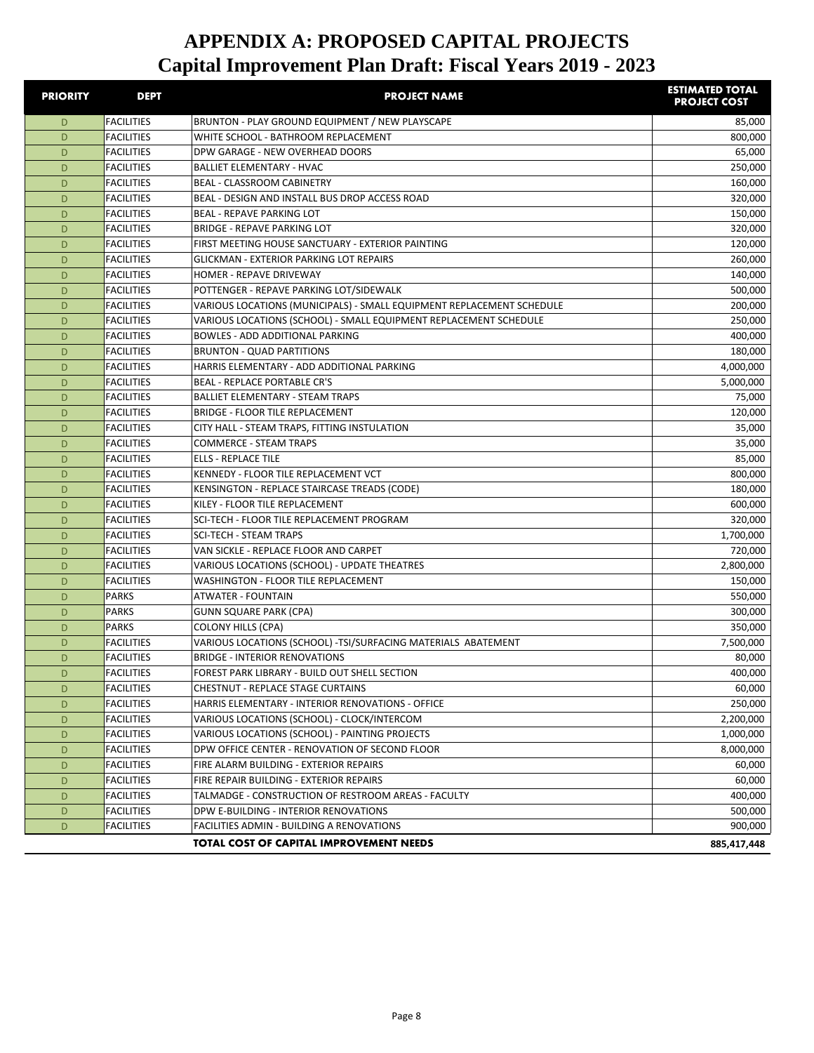# APPENDIX A: PROPOSED CAPITAL PROJECTS
## Capital Improvement Plan Draft: Fiscal Years 2019 - 2023

| PRIORITY | DEPT | PROJECT NAME | ESTIMATED TOTAL PROJECT COST |
|---|---|---|---|
| D | FACILITIES | BRUNTON - PLAY GROUND EQUIPMENT / NEW PLAYSCAPE | 85,000 |
| D | FACILITIES | WHITE SCHOOL - BATHROOM REPLACEMENT | 800,000 |
| D | FACILITIES | DPW GARAGE - NEW OVERHEAD DOORS | 65,000 |
| D | FACILITIES | BALLIET ELEMENTARY - HVAC | 250,000 |
| D | FACILITIES | BEAL - CLASSROOM CABINETRY | 160,000 |
| D | FACILITIES | BEAL - DESIGN AND INSTALL BUS DROP ACCESS ROAD | 320,000 |
| D | FACILITIES | BEAL - REPAVE PARKING LOT | 150,000 |
| D | FACILITIES | BRIDGE - REPAVE PARKING LOT | 320,000 |
| D | FACILITIES | FIRST MEETING HOUSE SANCTUARY - EXTERIOR PAINTING | 120,000 |
| D | FACILITIES | GLICKMAN - EXTERIOR PARKING LOT REPAIRS | 260,000 |
| D | FACILITIES | HOMER - REPAVE DRIVEWAY | 140,000 |
| D | FACILITIES | POTTENGER - REPAVE PARKING LOT/SIDEWALK | 500,000 |
| D | FACILITIES | VARIOUS LOCATIONS (MUNICIPALS) - SMALL EQUIPMENT REPLACEMENT SCHEDULE | 200,000 |
| D | FACILITIES | VARIOUS LOCATIONS (SCHOOL) - SMALL EQUIPMENT REPLACEMENT SCHEDULE | 250,000 |
| D | FACILITIES | BOWLES - ADD ADDITIONAL PARKING | 400,000 |
| D | FACILITIES | BRUNTON - QUAD PARTITIONS | 180,000 |
| D | FACILITIES | HARRIS ELEMENTARY - ADD ADDITIONAL PARKING | 4,000,000 |
| D | FACILITIES | BEAL - REPLACE PORTABLE CR'S | 5,000,000 |
| D | FACILITIES | BALLIET ELEMENTARY - STEAM TRAPS | 75,000 |
| D | FACILITIES | BRIDGE - FLOOR TILE REPLACEMENT | 120,000 |
| D | FACILITIES | CITY HALL - STEAM TRAPS, FITTING INSTULATION | 35,000 |
| D | FACILITIES | COMMERCE - STEAM TRAPS | 35,000 |
| D | FACILITIES | ELLS - REPLACE TILE | 85,000 |
| D | FACILITIES | KENNEDY - FLOOR TILE REPLACEMENT VCT | 800,000 |
| D | FACILITIES | KENSINGTON - REPLACE STAIRCASE TREADS (CODE) | 180,000 |
| D | FACILITIES | KILEY - FLOOR TILE REPLACEMENT | 600,000 |
| D | FACILITIES | SCI-TECH - FLOOR TILE REPLACEMENT PROGRAM | 320,000 |
| D | FACILITIES | SCI-TECH - STEAM TRAPS | 1,700,000 |
| D | FACILITIES | VAN SICKLE - REPLACE FLOOR AND CARPET | 720,000 |
| D | FACILITIES | VARIOUS LOCATIONS (SCHOOL) - UPDATE THEATRES | 2,800,000 |
| D | FACILITIES | WASHINGTON - FLOOR TILE REPLACEMENT | 150,000 |
| D | PARKS | ATWATER - FOUNTAIN | 550,000 |
| D | PARKS | GUNN SQUARE PARK (CPA) | 300,000 |
| D | PARKS | COLONY HILLS (CPA) | 350,000 |
| D | FACILITIES | VARIOUS LOCATIONS (SCHOOL) -TSI/SURFACING MATERIALS ABATEMENT | 7,500,000 |
| D | FACILITIES | BRIDGE - INTERIOR RENOVATIONS | 80,000 |
| D | FACILITIES | FOREST PARK LIBRARY - BUILD OUT SHELL SECTION | 400,000 |
| D | FACILITIES | CHESTNUT - REPLACE STAGE CURTAINS | 60,000 |
| D | FACILITIES | HARRIS ELEMENTARY - INTERIOR RENOVATIONS - OFFICE | 250,000 |
| D | FACILITIES | VARIOUS LOCATIONS (SCHOOL) - CLOCK/INTERCOM | 2,200,000 |
| D | FACILITIES | VARIOUS LOCATIONS (SCHOOL) - PAINTING PROJECTS | 1,000,000 |
| D | FACILITIES | DPW OFFICE CENTER - RENOVATION OF SECOND FLOOR | 8,000,000 |
| D | FACILITIES | FIRE ALARM BUILDING - EXTERIOR REPAIRS | 60,000 |
| D | FACILITIES | FIRE REPAIR BUILDING - EXTERIOR REPAIRS | 60,000 |
| D | FACILITIES | TALMADGE - CONSTRUCTION OF RESTROOM AREAS - FACULTY | 400,000 |
| D | FACILITIES | DPW E-BUILDING - INTERIOR RENOVATIONS | 500,000 |
| D | FACILITIES | FACILITIES ADMIN - BUILDING A RENOVATIONS | 900,000 |
| | | **TOTAL COST OF CAPITAL IMPROVEMENT NEEDS** | **885,417,448** |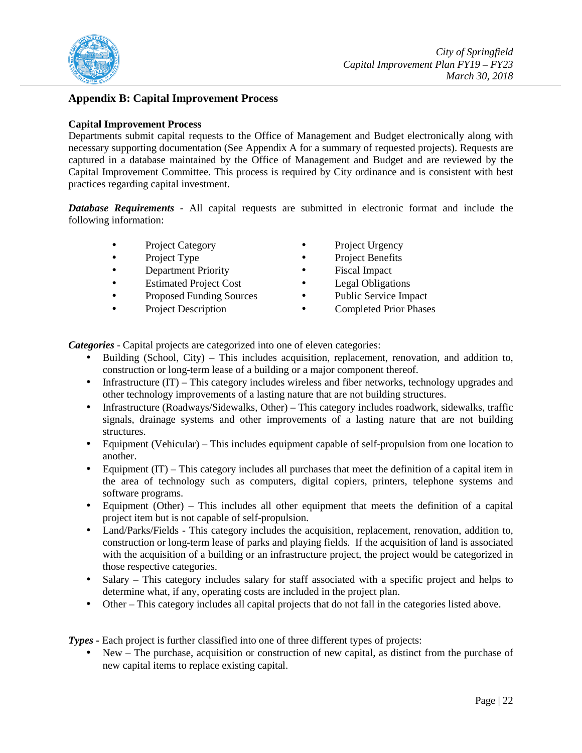## Appendix B: Capital Improvement Process

**Capital Improvement Process**

Departments submit capital requests to the Office of Management and Budget electronically along with necessary supporting documentation (See Appendix A for a summary of requested projects). Requests are captured in a database maintained by the Office of Management and Budget and are reviewed by the Capital Improvement Committee. This process is required by City ordinance and is consistent with best practices regarding capital investment.

***Database Requirements*** - All capital requests are submitted in electronic format and include the following information:

- Project Category
- Project Type
- Department Priority
- Estimated Project Cost
- Proposed Funding Sources
- Project Description
- Project Urgency
- Project Benefits
- Fiscal Impact
- Legal Obligations
- Public Service Impact
- Completed Prior Phases

***Categories*** - Capital projects are categorized into one of eleven categories:

- Building (School, City) – This includes acquisition, replacement, renovation, and addition to, construction or long-term lease of a building or a major component thereof.
- Infrastructure (IT) – This category includes wireless and fiber networks, technology upgrades and other technology improvements of a lasting nature that are not building structures.
- Infrastructure (Roadways/Sidewalks, Other) – This category includes roadwork, sidewalks, traffic signals, drainage systems and other improvements of a lasting nature that are not building structures.
- Equipment (Vehicular) – This includes equipment capable of self-propulsion from one location to another.
- Equipment (IT) – This category includes all purchases that meet the definition of a capital item in the area of technology such as computers, digital copiers, printers, telephone systems and software programs.
- Equipment (Other) – This includes all other equipment that meets the definition of a capital project item but is not capable of self-propulsion.
- Land/Parks/Fields - This category includes the acquisition, replacement, renovation, addition to, construction or long-term lease of parks and playing fields. If the acquisition of land is associated with the acquisition of a building or an infrastructure project, the project would be categorized in those respective categories.
- Salary – This category includes salary for staff associated with a specific project and helps to determine what, if any, operating costs are included in the project plan.
- Other – This category includes all capital projects that do not fall in the categories listed above.

***Types*** - Each project is further classified into one of three different types of projects:

- New – The purchase, acquisition or construction of new capital, as distinct from the purchase of new capital items to replace existing capital.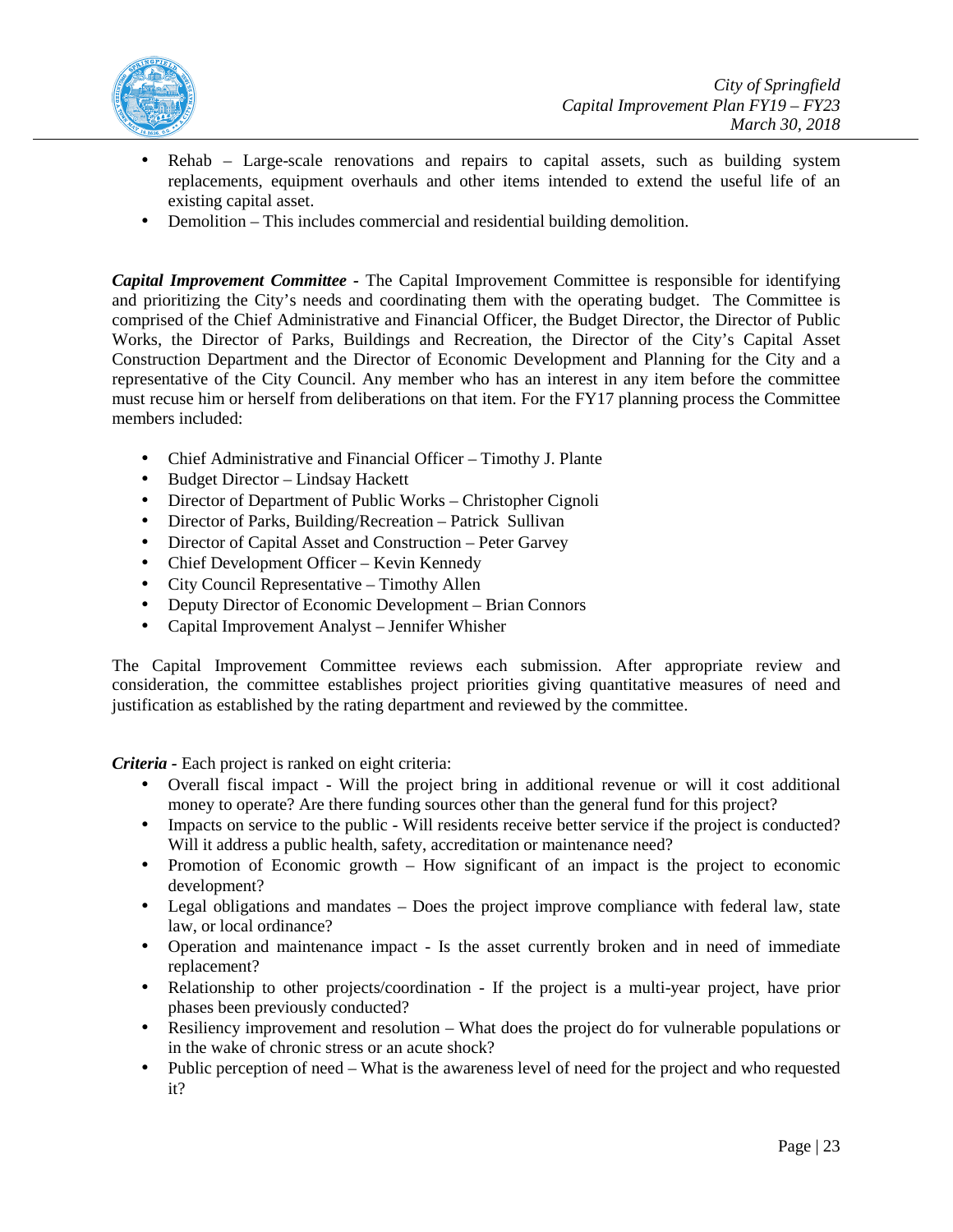- Rehab – Large-scale renovations and repairs to capital assets, such as building system replacements, equipment overhauls and other items intended to extend the useful life of an existing capital asset.
- Demolition – This includes commercial and residential building demolition.

***Capital Improvement Committee*** - The Capital Improvement Committee is responsible for identifying and prioritizing the City's needs and coordinating them with the operating budget. The Committee is comprised of the Chief Administrative and Financial Officer, the Budget Director, the Director of Public Works, the Director of Parks, Buildings and Recreation, the Director of the City's Capital Asset Construction Department and the Director of Economic Development and Planning for the City and a representative of the City Council. Any member who has an interest in any item before the committee must recuse him or herself from deliberations on that item. For the FY17 planning process the Committee members included:

- Chief Administrative and Financial Officer – Timothy J. Plante
- Budget Director – Lindsay Hackett
- Director of Department of Public Works – Christopher Cignoli
- Director of Parks, Building/Recreation – Patrick Sullivan
- Director of Capital Asset and Construction – Peter Garvey
- Chief Development Officer – Kevin Kennedy
- City Council Representative – Timothy Allen
- Deputy Director of Economic Development – Brian Connors
- Capital Improvement Analyst – Jennifer Whisher

The Capital Improvement Committee reviews each submission. After appropriate review and consideration, the committee establishes project priorities giving quantitative measures of need and justification as established by the rating department and reviewed by the committee.

***Criteria*** - Each project is ranked on eight criteria:

- Overall fiscal impact - Will the project bring in additional revenue or will it cost additional money to operate? Are there funding sources other than the general fund for this project?
- Impacts on service to the public - Will residents receive better service if the project is conducted? Will it address a public health, safety, accreditation or maintenance need?
- Promotion of Economic growth – How significant of an impact is the project to economic development?
- Legal obligations and mandates – Does the project improve compliance with federal law, state law, or local ordinance?
- Operation and maintenance impact - Is the asset currently broken and in need of immediate replacement?
- Relationship to other projects/coordination - If the project is a multi-year project, have prior phases been previously conducted?
- Resiliency improvement and resolution – What does the project do for vulnerable populations or in the wake of chronic stress or an acute shock?
- Public perception of need – What is the awareness level of need for the project and who requested it?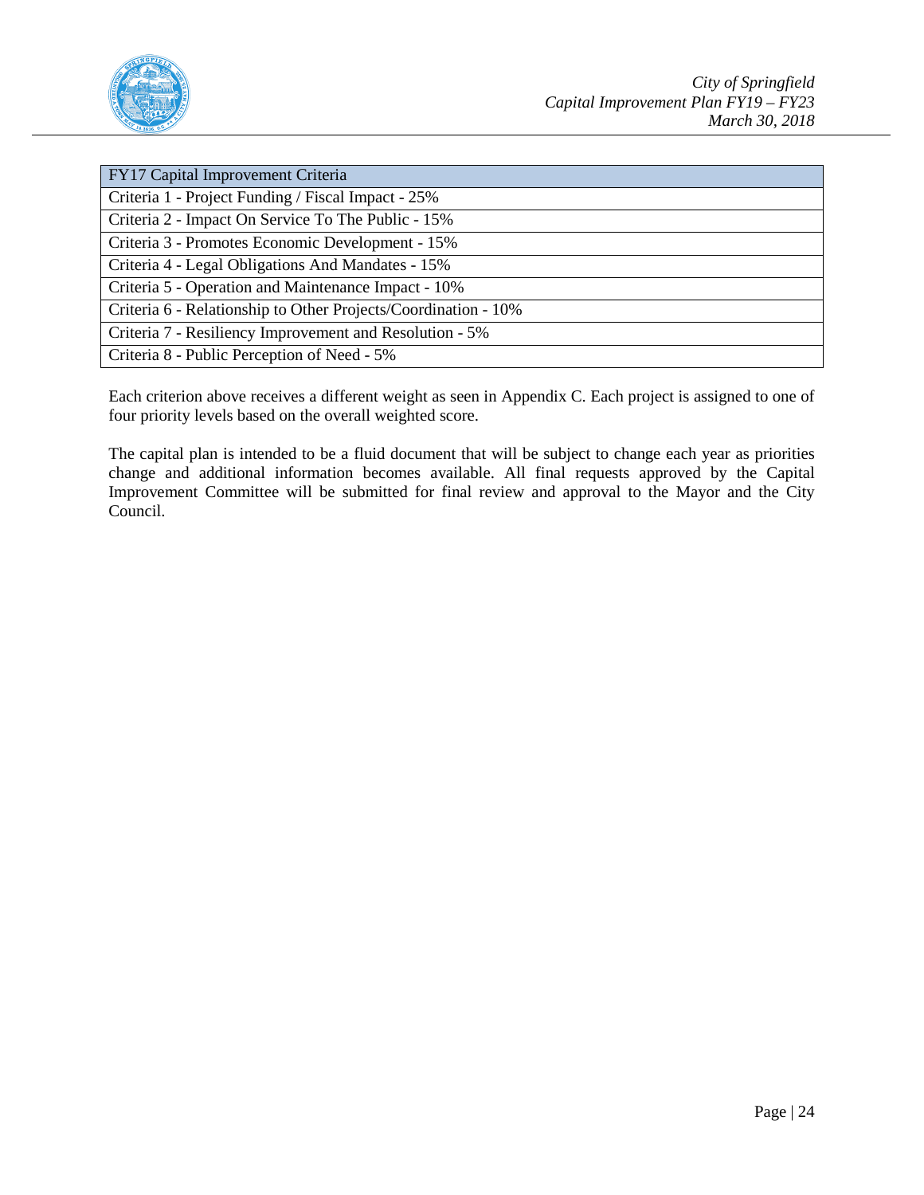| FY17 Capital Improvement Criteria |
| --- |
| Criteria 1 - Project Funding / Fiscal Impact - 25% |
| Criteria 2 - Impact On Service To The Public - 15% |
| Criteria 3 - Promotes Economic Development - 15% |
| Criteria 4 - Legal Obligations And Mandates - 15% |
| Criteria 5 - Operation and Maintenance Impact - 10% |
| Criteria 6 - Relationship to Other Projects/Coordination - 10% |
| Criteria 7 - Resiliency Improvement and Resolution - 5% |
| Criteria 8 - Public Perception of Need - 5% |

Each criterion above receives a different weight as seen in Appendix C. Each project is assigned to one of four priority levels based on the overall weighted score.

The capital plan is intended to be a fluid document that will be subject to change each year as priorities change and additional information becomes available. All final requests approved by the Capital Improvement Committee will be submitted for final review and approval to the Mayor and the City Council.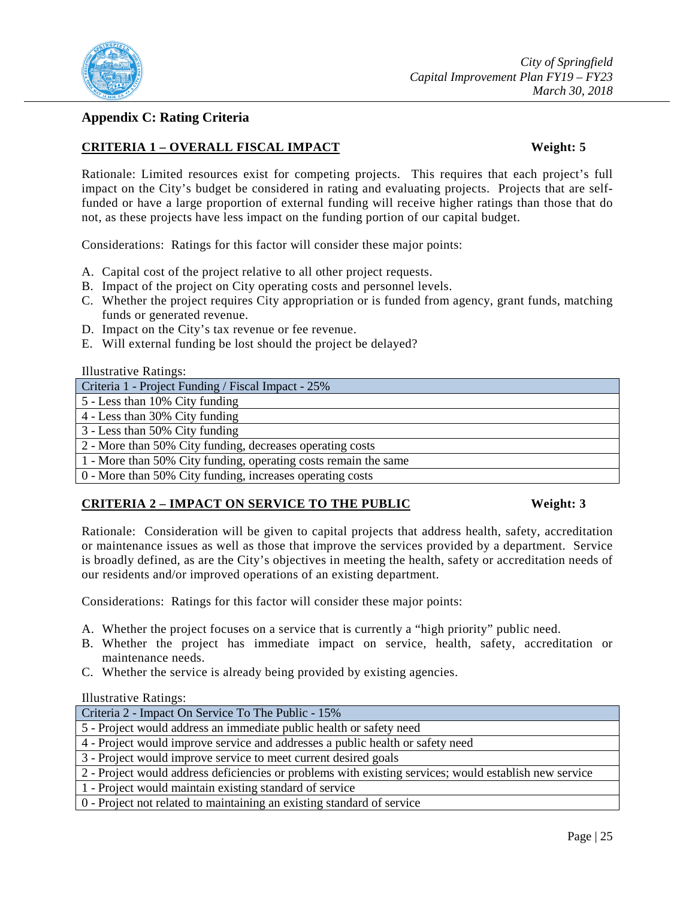## Appendix C: Rating Criteria

### CRITERIA 1 – OVERALL FISCAL IMPACT — Weight: 5

Rationale: Limited resources exist for competing projects. This requires that each project's full impact on the City's budget be considered in rating and evaluating projects. Projects that are self-funded or have a large proportion of external funding will receive higher ratings than those that do not, as these projects have less impact on the funding portion of our capital budget.

Considerations: Ratings for this factor will consider these major points:

A. Capital cost of the project relative to all other project requests.
B. Impact of the project on City operating costs and personnel levels.
C. Whether the project requires City appropriation or is funded from agency, grant funds, matching funds or generated revenue.
D. Impact on the City's tax revenue or fee revenue.
E. Will external funding be lost should the project be delayed?

Illustrative Ratings:

| Criteria 1 - Project Funding / Fiscal Impact - 25% |
|---|
| 5 - Less than 10% City funding |
| 4 - Less than 30% City funding |
| 3 - Less than 50% City funding |
| 2 - More than 50% City funding, decreases operating costs |
| 1 - More than 50% City funding, operating costs remain the same |
| 0 - More than 50% City funding, increases operating costs |

### CRITERIA 2 – IMPACT ON SERVICE TO THE PUBLIC — Weight: 3

Rationale: Consideration will be given to capital projects that address health, safety, accreditation or maintenance issues as well as those that improve the services provided by a department. Service is broadly defined, as are the City's objectives in meeting the health, safety or accreditation needs of our residents and/or improved operations of an existing department.

Considerations: Ratings for this factor will consider these major points:

A. Whether the project focuses on a service that is currently a "high priority" public need.
B. Whether the project has immediate impact on service, health, safety, accreditation or maintenance needs.
C. Whether the service is already being provided by existing agencies.

Illustrative Ratings:

| Criteria 2 - Impact On Service To The Public - 15% |
|---|
| 5 - Project would address an immediate public health or safety need |
| 4 - Project would improve service and addresses a public health or safety need |
| 3 - Project would improve service to meet current desired goals |
| 2 - Project would address deficiencies or problems with existing services; would establish new service |
| 1 - Project would maintain existing standard of service |
| 0 - Project not related to maintaining an existing standard of service |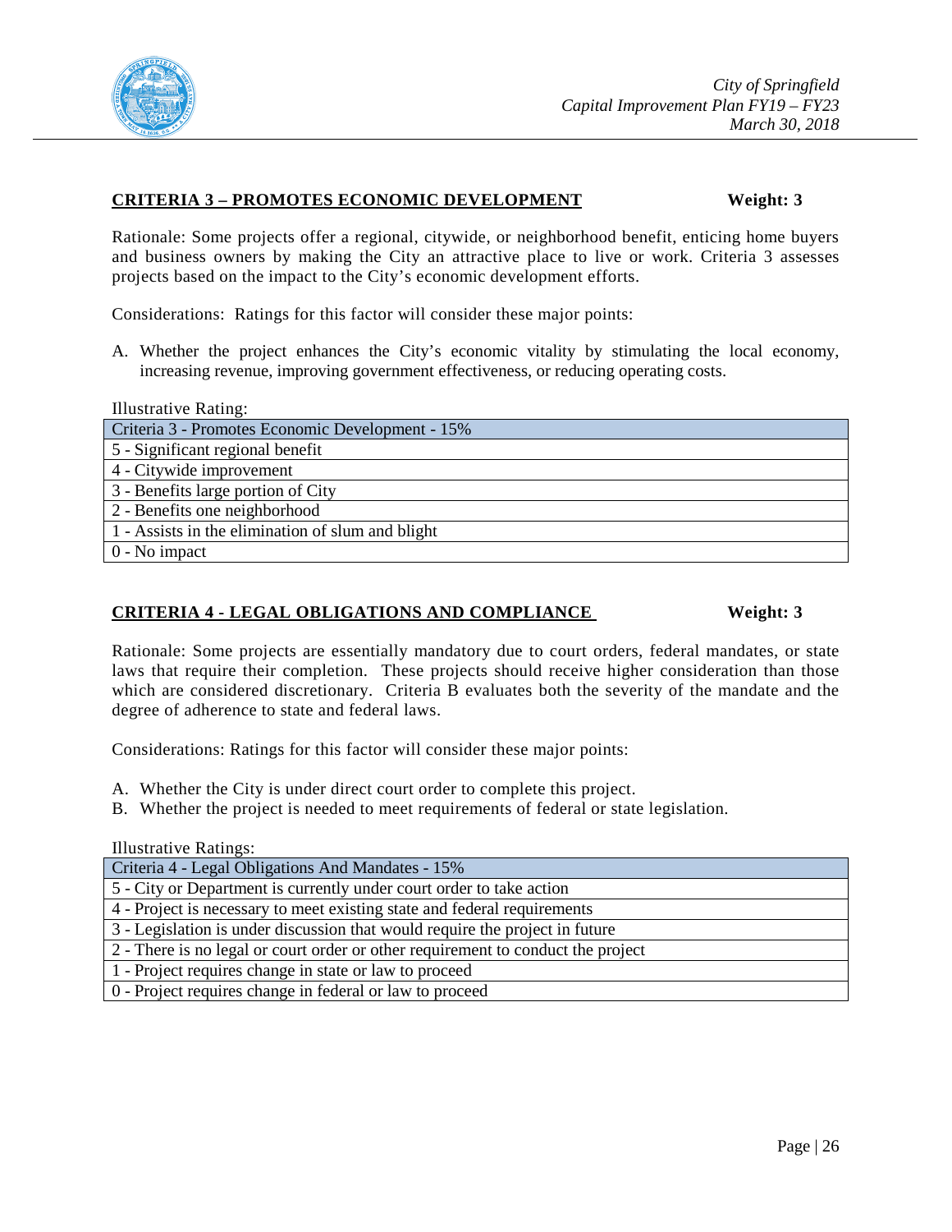## CRITERIA 3 – PROMOTES ECONOMIC DEVELOPMENT **Weight: 3**

Rationale: Some projects offer a regional, citywide, or neighborhood benefit, enticing home buyers and business owners by making the City an attractive place to live or work. Criteria 3 assesses projects based on the impact to the City's economic development efforts.

Considerations: Ratings for this factor will consider these major points:

A. Whether the project enhances the City's economic vitality by stimulating the local economy, increasing revenue, improving government effectiveness, or reducing operating costs.

Illustrative Rating:

| Criteria 3 - Promotes Economic Development - 15% |
|---|
| 5 - Significant regional benefit |
| 4 - Citywide improvement |
| 3 - Benefits large portion of City |
| 2 - Benefits one neighborhood |
| 1 - Assists in the elimination of slum and blight |
| 0 - No impact |

## CRITERIA 4 - LEGAL OBLIGATIONS AND COMPLIANCE **Weight: 3**

Rationale: Some projects are essentially mandatory due to court orders, federal mandates, or state laws that require their completion. These projects should receive higher consideration than those which are considered discretionary. Criteria B evaluates both the severity of the mandate and the degree of adherence to state and federal laws.

Considerations: Ratings for this factor will consider these major points:

A. Whether the City is under direct court order to complete this project.
B. Whether the project is needed to meet requirements of federal or state legislation.

Illustrative Ratings:

| Criteria 4 - Legal Obligations And Mandates - 15% |
|---|
| 5 - City or Department is currently under court order to take action |
| 4 - Project is necessary to meet existing state and federal requirements |
| 3 - Legislation is under discussion that would require the project in future |
| 2 - There is no legal or court order or other requirement to conduct the project |
| 1 - Project requires change in state or law to proceed |
| 0 - Project requires change in federal or law to proceed |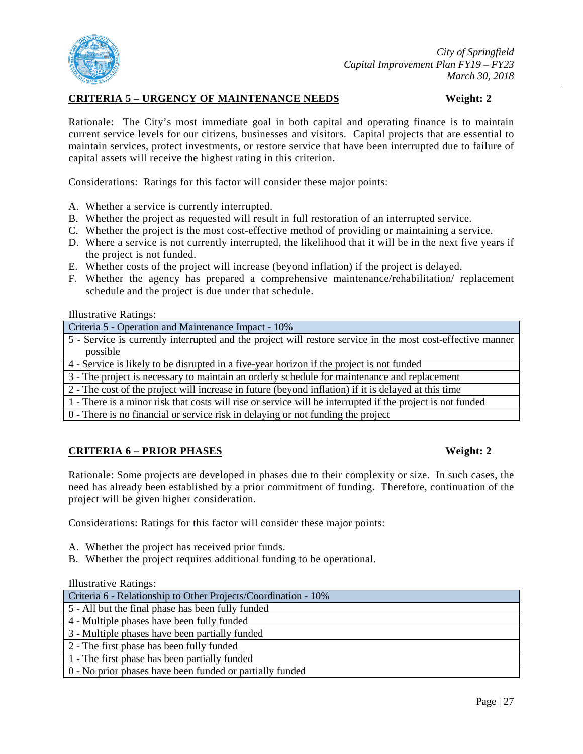## CRITERIA 5 – URGENCY OF MAINTENANCE NEEDS **Weight: 2**

Rationale: The City's most immediate goal in both capital and operating finance is to maintain current service levels for our citizens, businesses and visitors. Capital projects that are essential to maintain services, protect investments, or restore service that have been interrupted due to failure of capital assets will receive the highest rating in this criterion.

Considerations: Ratings for this factor will consider these major points:

A. Whether a service is currently interrupted.
B. Whether the project as requested will result in full restoration of an interrupted service.
C. Whether the project is the most cost-effective method of providing or maintaining a service.
D. Where a service is not currently interrupted, the likelihood that it will be in the next five years if the project is not funded.
E. Whether costs of the project will increase (beyond inflation) if the project is delayed.
F. Whether the agency has prepared a comprehensive maintenance/rehabilitation/ replacement schedule and the project is due under that schedule.

Illustrative Ratings:

| Criteria 5 - Operation and Maintenance Impact - 10% |
|---|
| 5 - Service is currently interrupted and the project will restore service in the most cost-effective manner possible |
| 4 - Service is likely to be disrupted in a five-year horizon if the project is not funded |
| 3 - The project is necessary to maintain an orderly schedule for maintenance and replacement |
| 2 - The cost of the project will increase in future (beyond inflation) if it is delayed at this time |
| 1 - There is a minor risk that costs will rise or service will be interrupted if the project is not funded |
| 0 - There is no financial or service risk in delaying or not funding the project |

## CRITERIA 6 – PRIOR PHASES **Weight: 2**

Rationale: Some projects are developed in phases due to their complexity or size. In such cases, the need has already been established by a prior commitment of funding. Therefore, continuation of the project will be given higher consideration.

Considerations: Ratings for this factor will consider these major points:

A. Whether the project has received prior funds.
B. Whether the project requires additional funding to be operational.

Illustrative Ratings:

| Criteria 6 - Relationship to Other Projects/Coordination - 10% |
|---|
| 5 - All but the final phase has been fully funded |
| 4 - Multiple phases have been fully funded |
| 3 - Multiple phases have been partially funded |
| 2 - The first phase has been fully funded |
| 1 - The first phase has been partially funded |
| 0 - No prior phases have been funded or partially funded |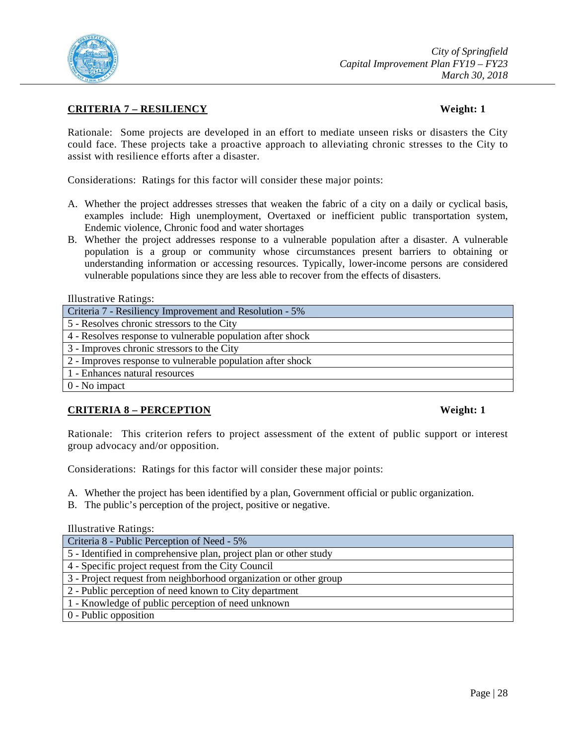**CRITERIA 7 – RESILIENCY** **Weight: 1**

Rationale: Some projects are developed in an effort to mediate unseen risks or disasters the City could face. These projects take a proactive approach to alleviating chronic stresses to the City to assist with resilience efforts after a disaster.

Considerations: Ratings for this factor will consider these major points:

A. Whether the project addresses stresses that weaken the fabric of a city on a daily or cyclical basis, examples include: High unemployment, Overtaxed or inefficient public transportation system, Endemic violence, Chronic food and water shortages
B. Whether the project addresses response to a vulnerable population after a disaster. A vulnerable population is a group or community whose circumstances present barriers to obtaining or understanding information or accessing resources. Typically, lower-income persons are considered vulnerable populations since they are less able to recover from the effects of disasters.

Illustrative Ratings:

| Criteria 7 - Resiliency Improvement and Resolution - 5% |
|---|
| 5 - Resolves chronic stressors to the City |
| 4 - Resolves response to vulnerable population after shock |
| 3 - Improves chronic stressors to the City |
| 2 - Improves response to vulnerable population after shock |
| 1 - Enhances natural resources |
| 0 - No impact |

**CRITERIA 8 – PERCEPTION** **Weight: 1**

Rationale: This criterion refers to project assessment of the extent of public support or interest group advocacy and/or opposition.

Considerations: Ratings for this factor will consider these major points:

A. Whether the project has been identified by a plan, Government official or public organization.
B. The public's perception of the project, positive or negative.

Illustrative Ratings:

| Criteria 8 - Public Perception of Need - 5% |
|---|
| 5 - Identified in comprehensive plan, project plan or other study |
| 4 - Specific project request from the City Council |
| 3 - Project request from neighborhood organization or other group |
| 2 - Public perception of need known to City department |
| 1 - Knowledge of public perception of need unknown |
| 0 - Public opposition |